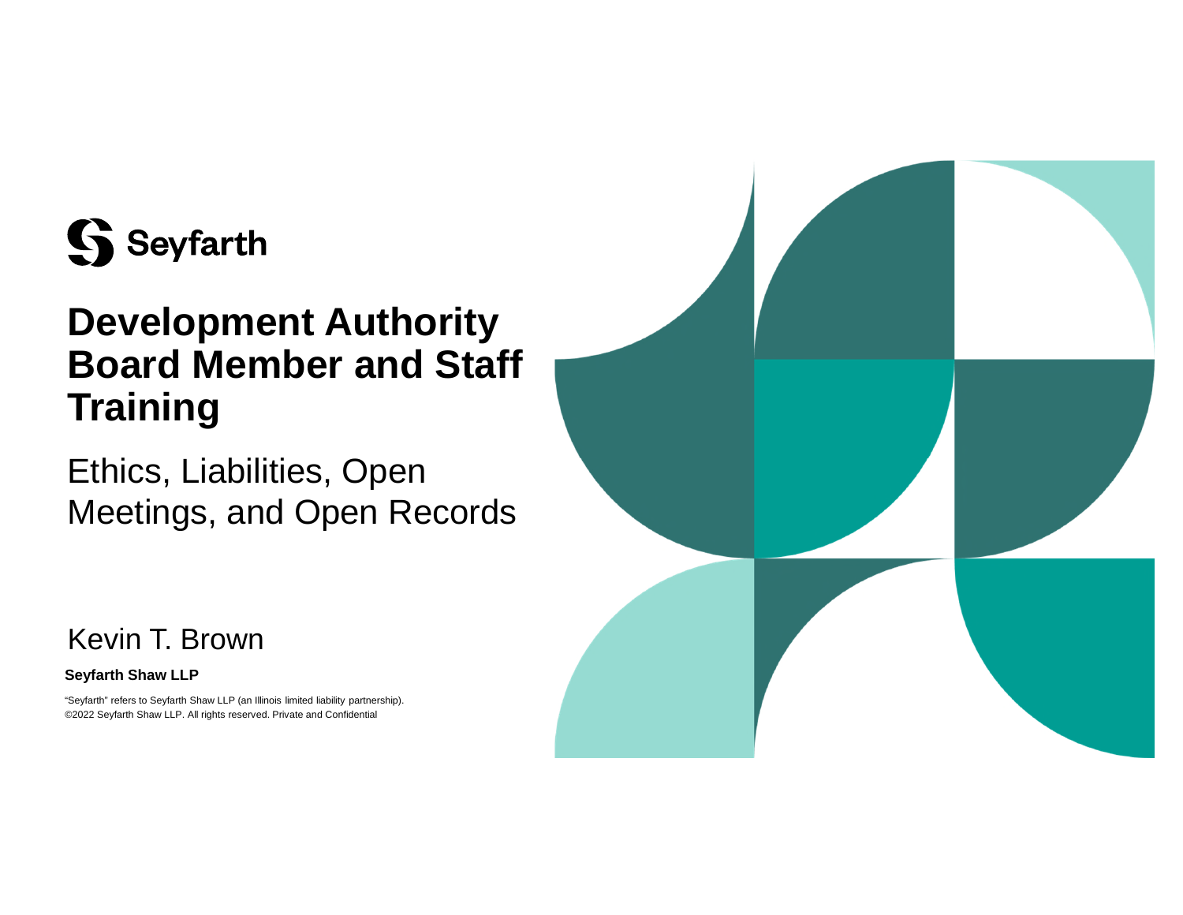Seyfarth

# Development Authority Board Member and Staff Training

## Ethics, Liabilities, Open Meetings, and Open Records

Kevin T. Brown

**Seyfarth Shaw LLP**

"Seyfarth" refers to Seyfarth Shaw LLP (an Illinois limited liability partnership).
©2022 Seyfarth Shaw LLP. All rights reserved. Private and Confidential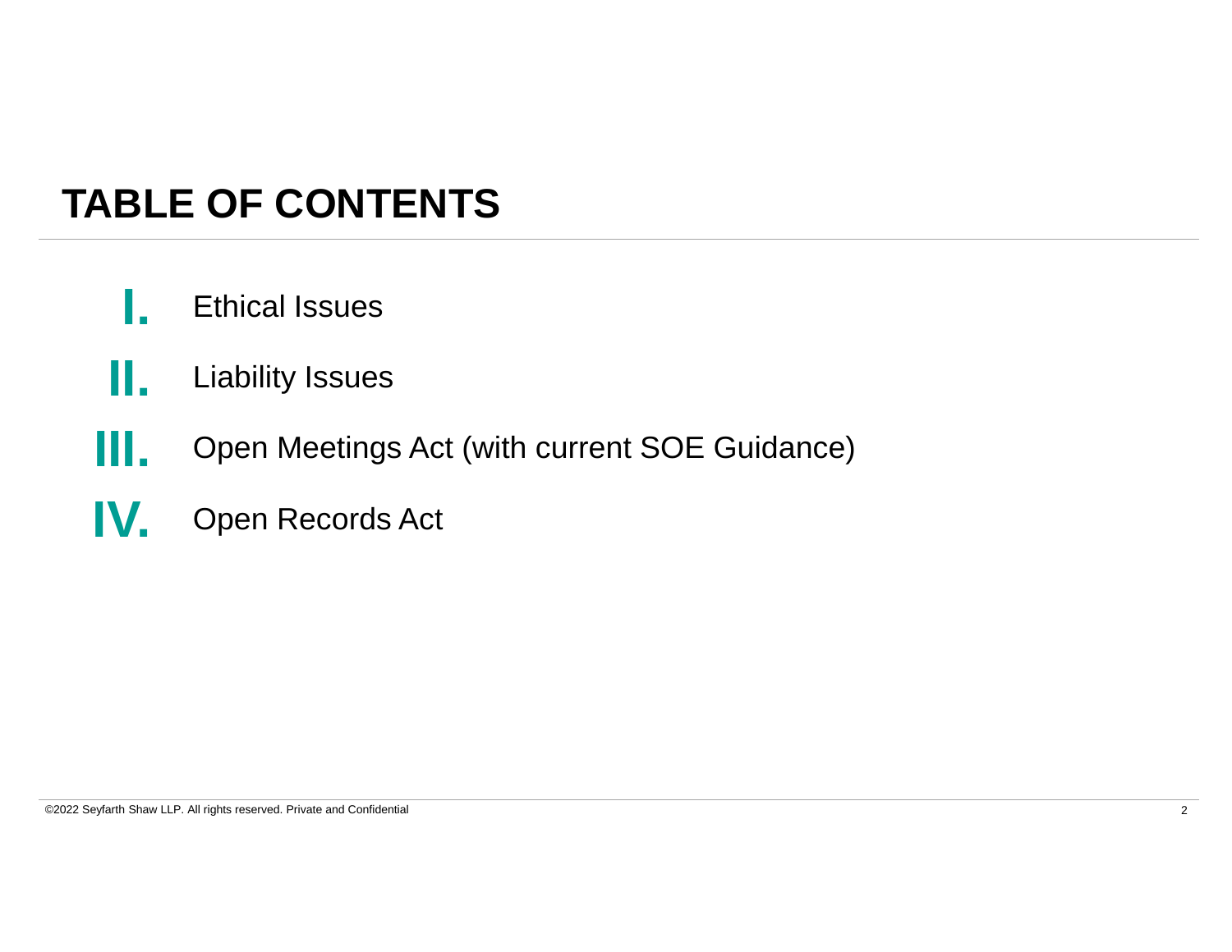# TABLE OF CONTENTS

I. Ethical Issues

II. Liability Issues

III. Open Meetings Act (with current SOE Guidance)

IV. Open Records Act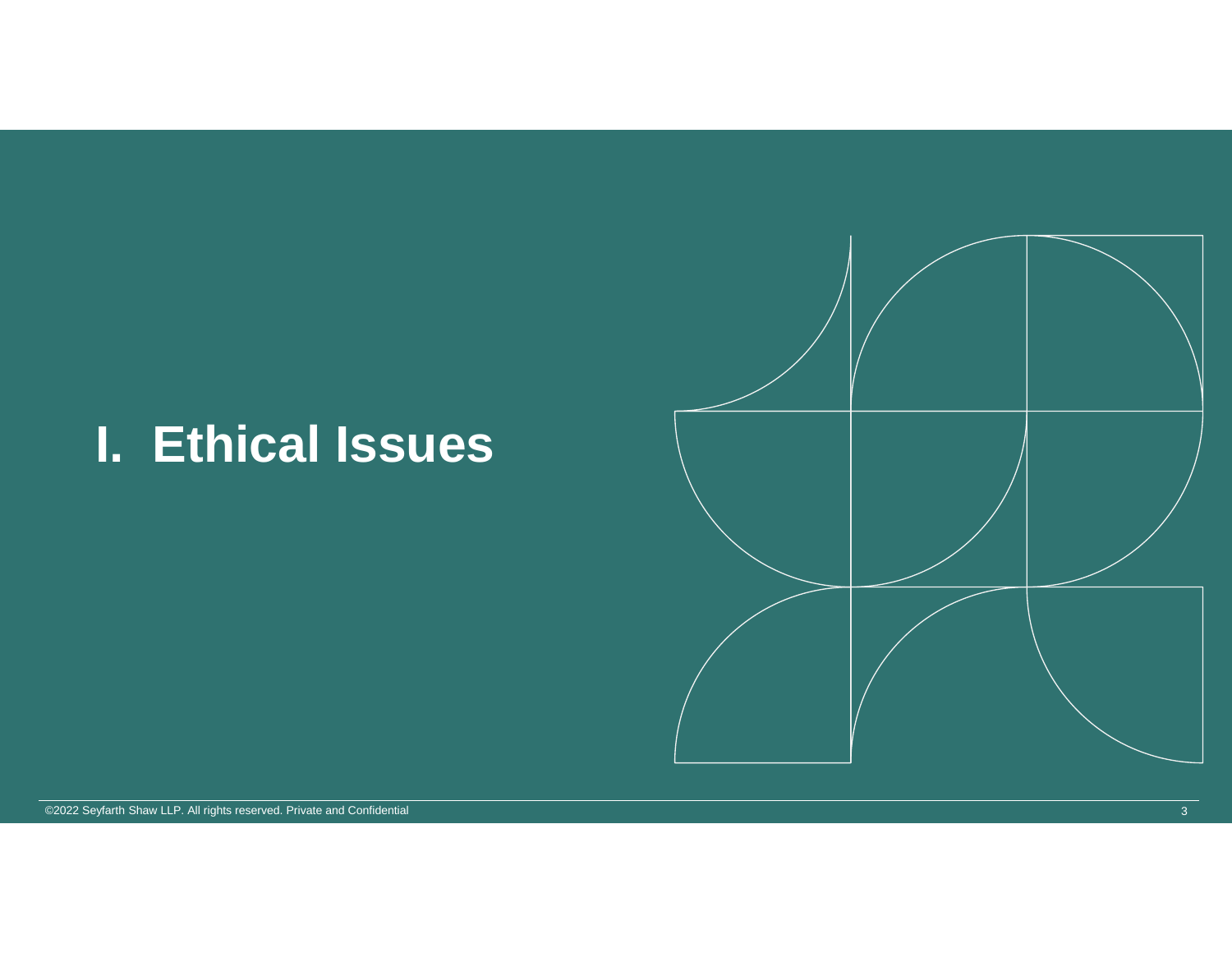# I. Ethical Issues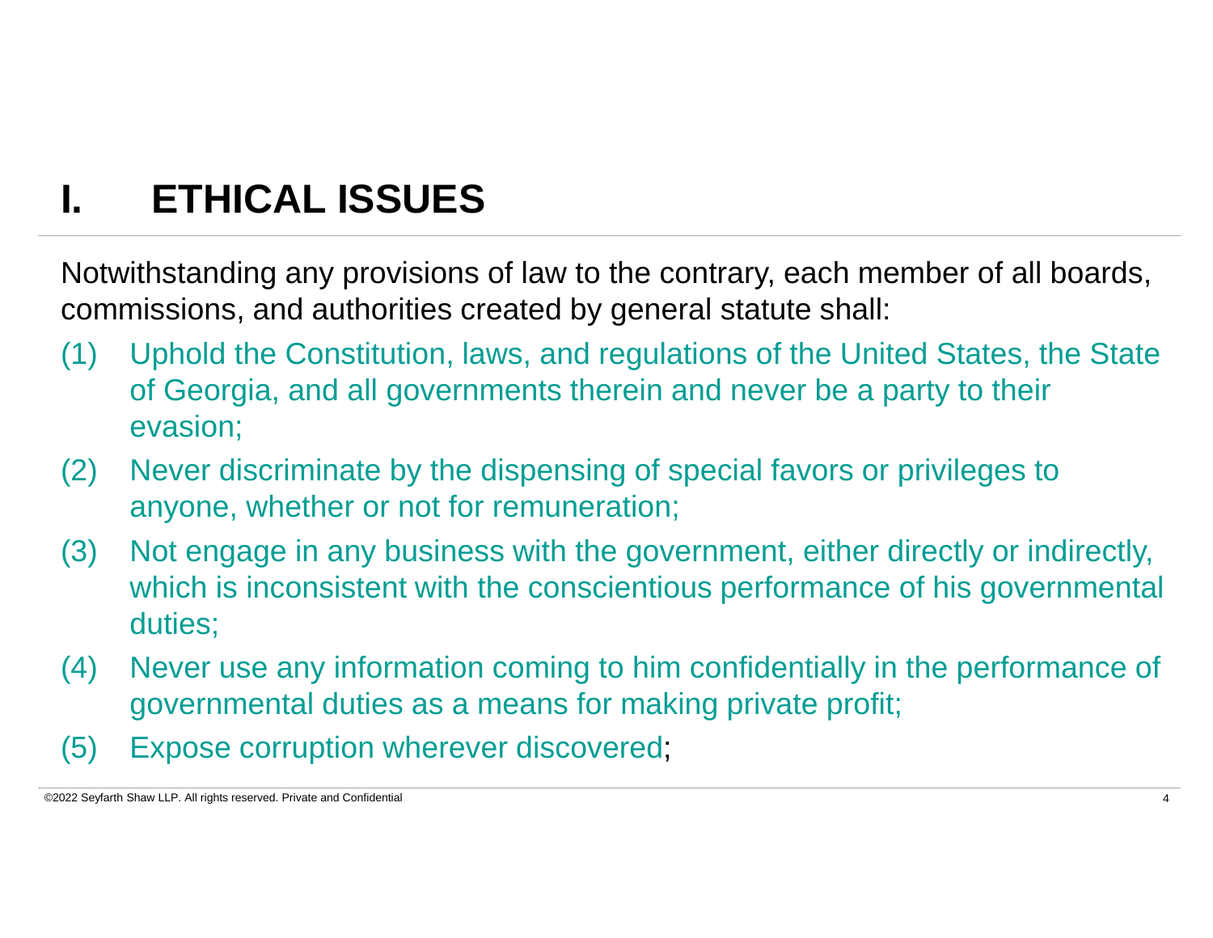# I. ETHICAL ISSUES

Notwithstanding any provisions of law to the contrary, each member of all boards, commissions, and authorities created by general statute shall:

(1) Uphold the Constitution, laws, and regulations of the United States, the State of Georgia, and all governments therein and never be a party to their evasion;

(2) Never discriminate by the dispensing of special favors or privileges to anyone, whether or not for remuneration;

(3) Not engage in any business with the government, either directly or indirectly, which is inconsistent with the conscientious performance of his governmental duties;

(4) Never use any information coming to him confidentially in the performance of governmental duties as a means for making private profit;

(5) Expose corruption wherever discovered;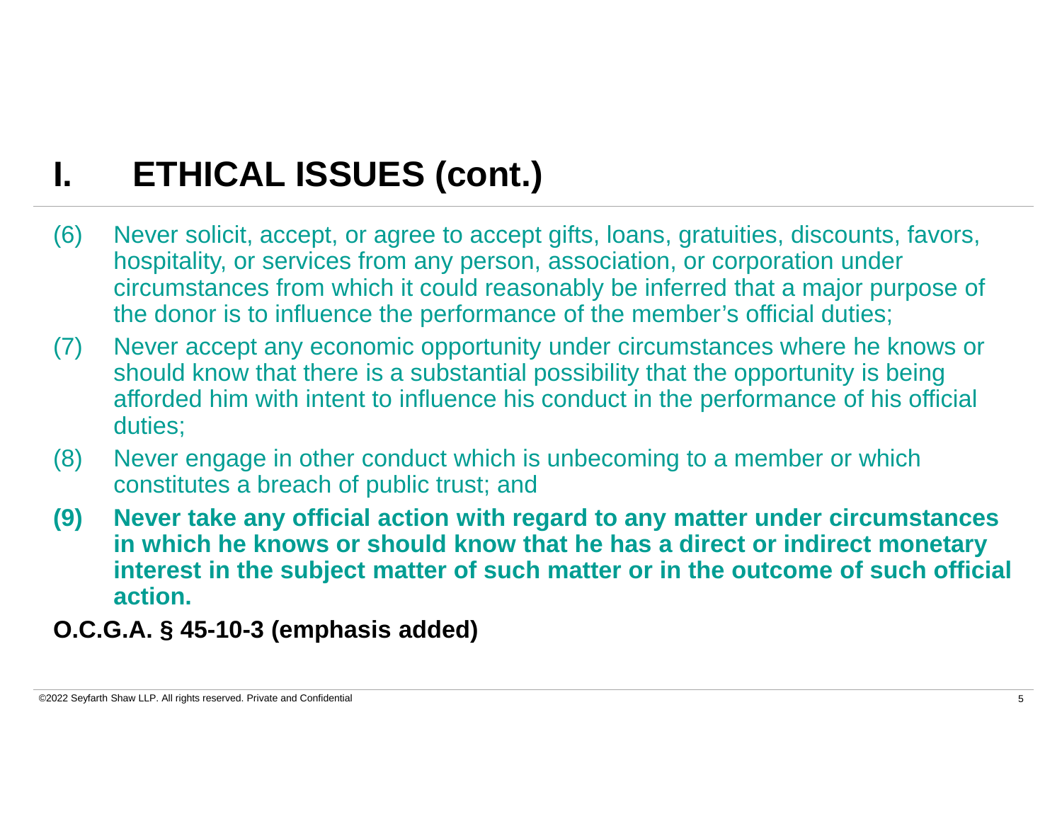# I. ETHICAL ISSUES (cont.)

(6) Never solicit, accept, or agree to accept gifts, loans, gratuities, discounts, favors, hospitality, or services from any person, association, or corporation under circumstances from which it could reasonably be inferred that a major purpose of the donor is to influence the performance of the member's official duties;

(7) Never accept any economic opportunity under circumstances where he knows or should know that there is a substantial possibility that the opportunity is being afforded him with intent to influence his conduct in the performance of his official duties;

(8) Never engage in other conduct which is unbecoming to a member or which constitutes a breach of public trust; and

**(9) Never take any official action with regard to any matter under circumstances in which he knows or should know that he has a direct or indirect monetary interest in the subject matter of such matter or in the outcome of such official action.**

**O.C.G.A. § 45-10-3 (emphasis added)**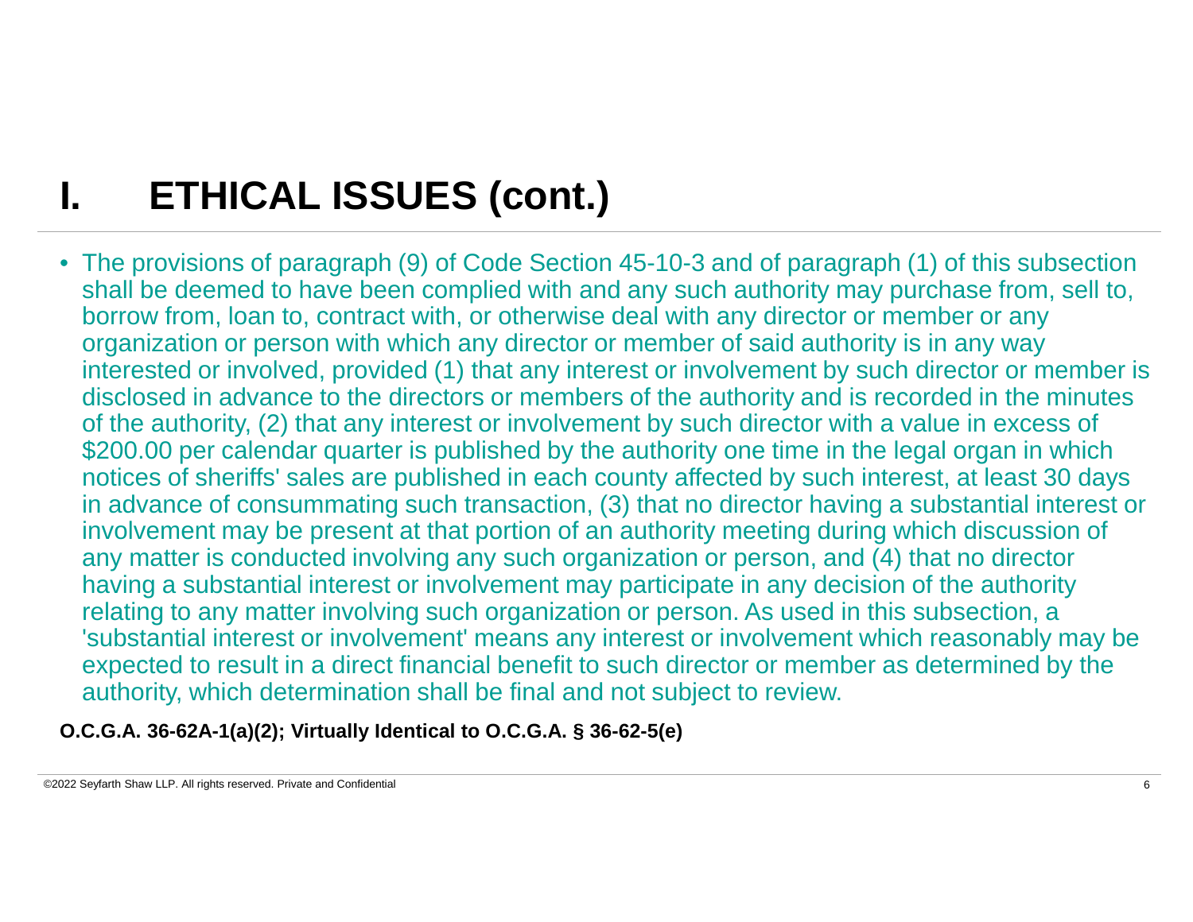# I. ETHICAL ISSUES (cont.)

- The provisions of paragraph (9) of Code Section 45-10-3 and of paragraph (1) of this subsection shall be deemed to have been complied with and any such authority may purchase from, sell to, borrow from, loan to, contract with, or otherwise deal with any director or member or any organization or person with which any director or member of said authority is in any way interested or involved, provided (1) that any interest or involvement by such director or member is disclosed in advance to the directors or members of the authority and is recorded in the minutes of the authority, (2) that any interest or involvement by such director with a value in excess of $200.00 per calendar quarter is published by the authority one time in the legal organ in which notices of sheriffs' sales are published in each county affected by such interest, at least 30 days in advance of consummating such transaction, (3) that no director having a substantial interest or involvement may be present at that portion of an authority meeting during which discussion of any matter is conducted involving any such organization or person, and (4) that no director having a substantial interest or involvement may participate in any decision of the authority relating to any matter involving such organization or person. As used in this subsection, a 'substantial interest or involvement' means any interest or involvement which reasonably may be expected to result in a direct financial benefit to such director or member as determined by the authority, which determination shall be final and not subject to review.

**O.C.G.A. 36-62A-1(a)(2); Virtually Identical to O.C.G.A. § 36-62-5(e)**

©2022 Seyfarth Shaw LLP. All rights reserved. Private and Confidential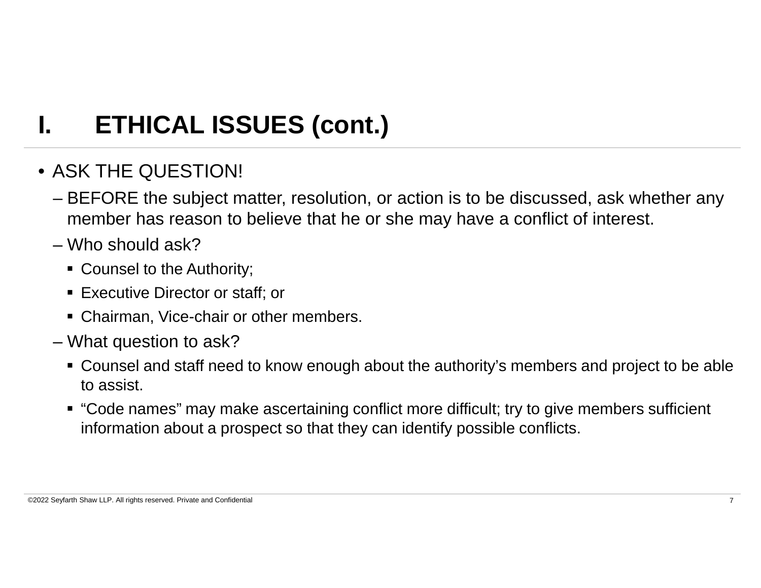# I. ETHICAL ISSUES (cont.)

- ASK THE QUESTION!
  - BEFORE the subject matter, resolution, or action is to be discussed, ask whether any member has reason to believe that he or she may have a conflict of interest.
  - Who should ask?
    - Counsel to the Authority;
    - Executive Director or staff; or
    - Chairman, Vice-chair or other members.
  - What question to ask?
    - Counsel and staff need to know enough about the authority's members and project to be able to assist.
    - "Code names" may make ascertaining conflict more difficult; try to give members sufficient information about a prospect so that they can identify possible conflicts.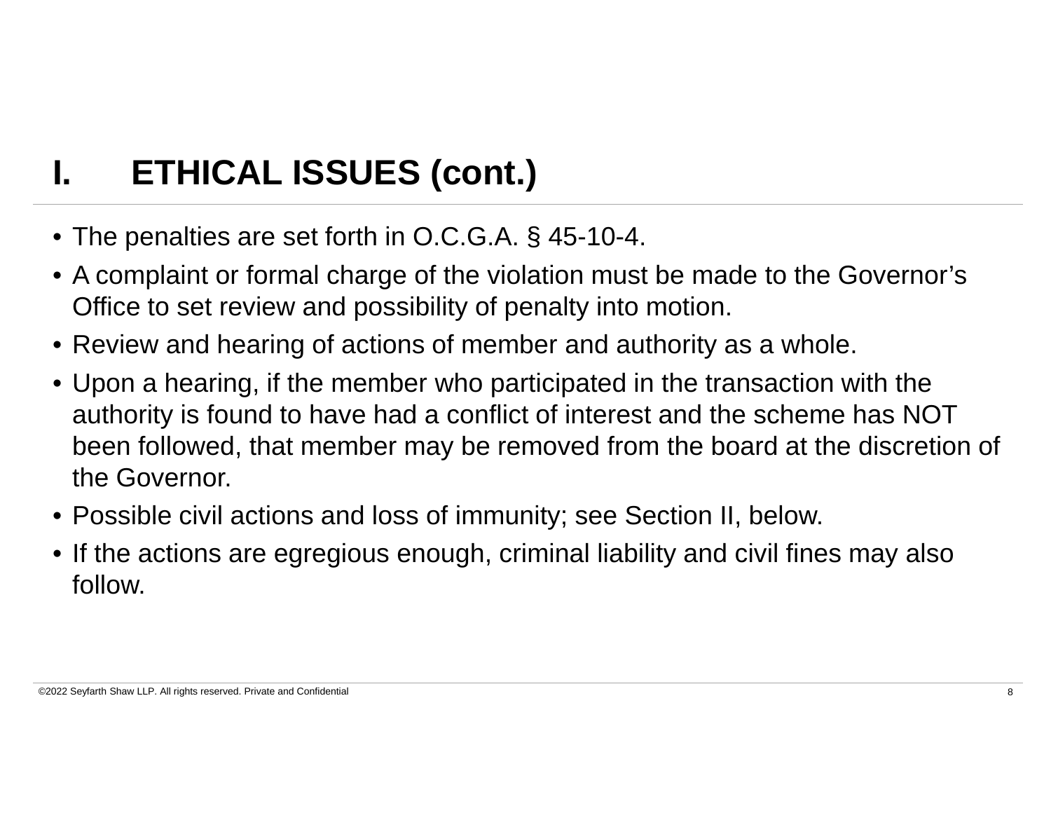# I. ETHICAL ISSUES (cont.)

- The penalties are set forth in O.C.G.A. § 45-10-4.
- A complaint or formal charge of the violation must be made to the Governor's Office to set review and possibility of penalty into motion.
- Review and hearing of actions of member and authority as a whole.
- Upon a hearing, if the member who participated in the transaction with the authority is found to have had a conflict of interest and the scheme has NOT been followed, that member may be removed from the board at the discretion of the Governor.
- Possible civil actions and loss of immunity; see Section II, below.
- If the actions are egregious enough, criminal liability and civil fines may also follow.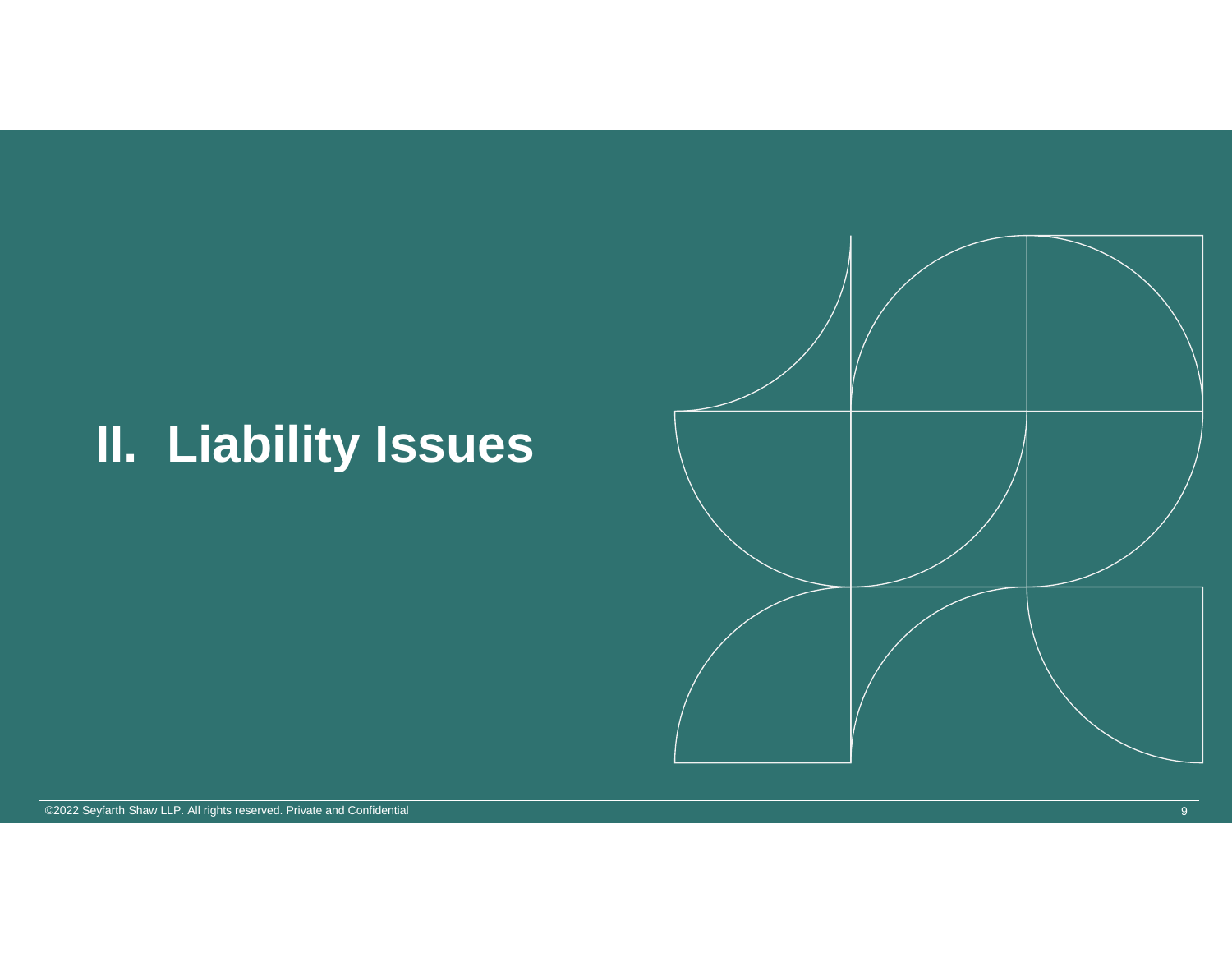# II. Liability Issues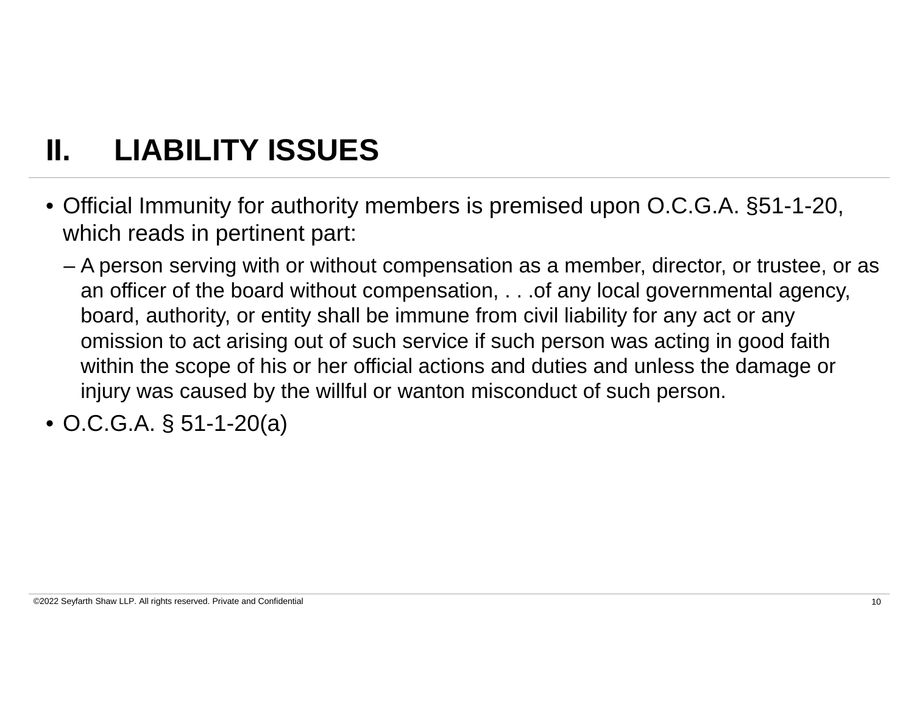## II. LIABILITY ISSUES

- Official Immunity for authority members is premised upon O.C.G.A. §51-1-20, which reads in pertinent part:
  - A person serving with or without compensation as a member, director, or trustee, or as an officer of the board without compensation, . . .of any local governmental agency, board, authority, or entity shall be immune from civil liability for any act or any omission to act arising out of such service if such person was acting in good faith within the scope of his or her official actions and duties and unless the damage or injury was caused by the willful or wanton misconduct of such person.
- O.C.G.A. § 51-1-20(a)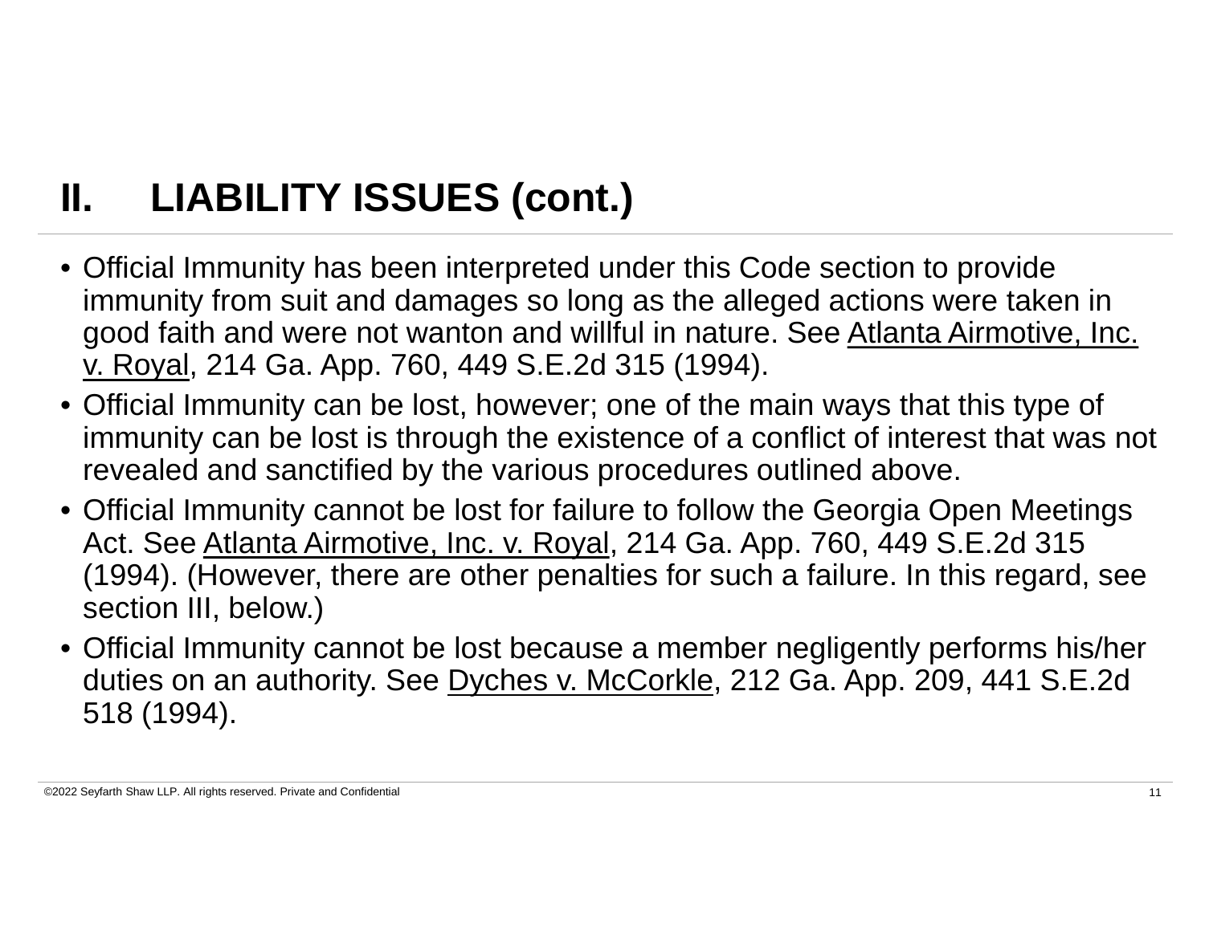## II. LIABILITY ISSUES (cont.)

- Official Immunity has been interpreted under this Code section to provide immunity from suit and damages so long as the alleged actions were taken in good faith and were not wanton and willful in nature. See <u>Atlanta Airmotive, Inc. v. Royal</u>, 214 Ga. App. 760, 449 S.E.2d 315 (1994).
- Official Immunity can be lost, however; one of the main ways that this type of immunity can be lost is through the existence of a conflict of interest that was not revealed and sanctified by the various procedures outlined above.
- Official Immunity cannot be lost for failure to follow the Georgia Open Meetings Act. See <u>Atlanta Airmotive, Inc. v. Royal</u>, 214 Ga. App. 760, 449 S.E.2d 315 (1994). (However, there are other penalties for such a failure. In this regard, see section III, below.)
- Official Immunity cannot be lost because a member negligently performs his/her duties on an authority. See <u>Dyches v. McCorkle</u>, 212 Ga. App. 209, 441 S.E.2d 518 (1994).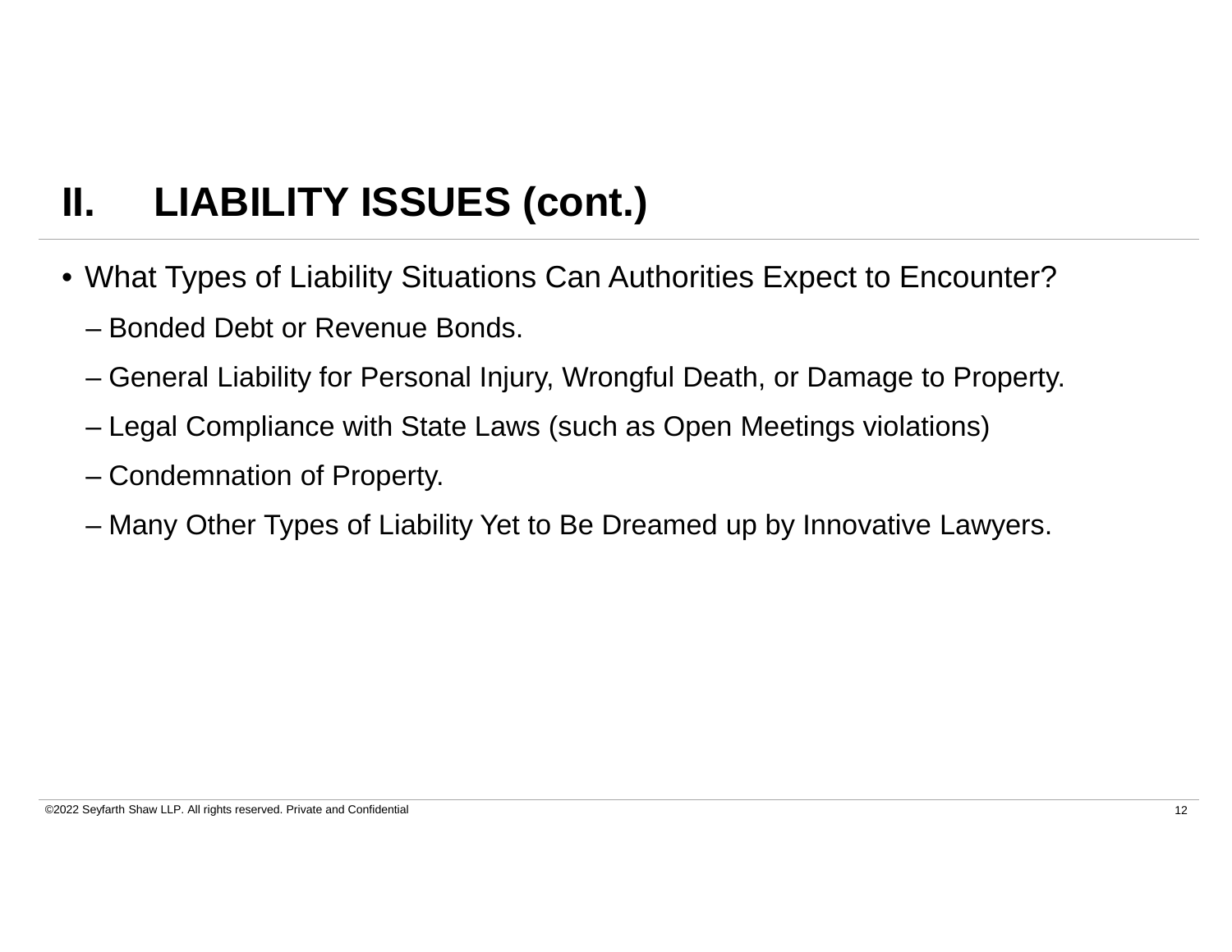## II. LIABILITY ISSUES (cont.)

- What Types of Liability Situations Can Authorities Expect to Encounter?
  - Bonded Debt or Revenue Bonds.
  - General Liability for Personal Injury, Wrongful Death, or Damage to Property.
  - Legal Compliance with State Laws (such as Open Meetings violations)
  - Condemnation of Property.
  - Many Other Types of Liability Yet to Be Dreamed up by Innovative Lawyers.

©2022 Seyfarth Shaw LLP. All rights reserved. Private and Confidential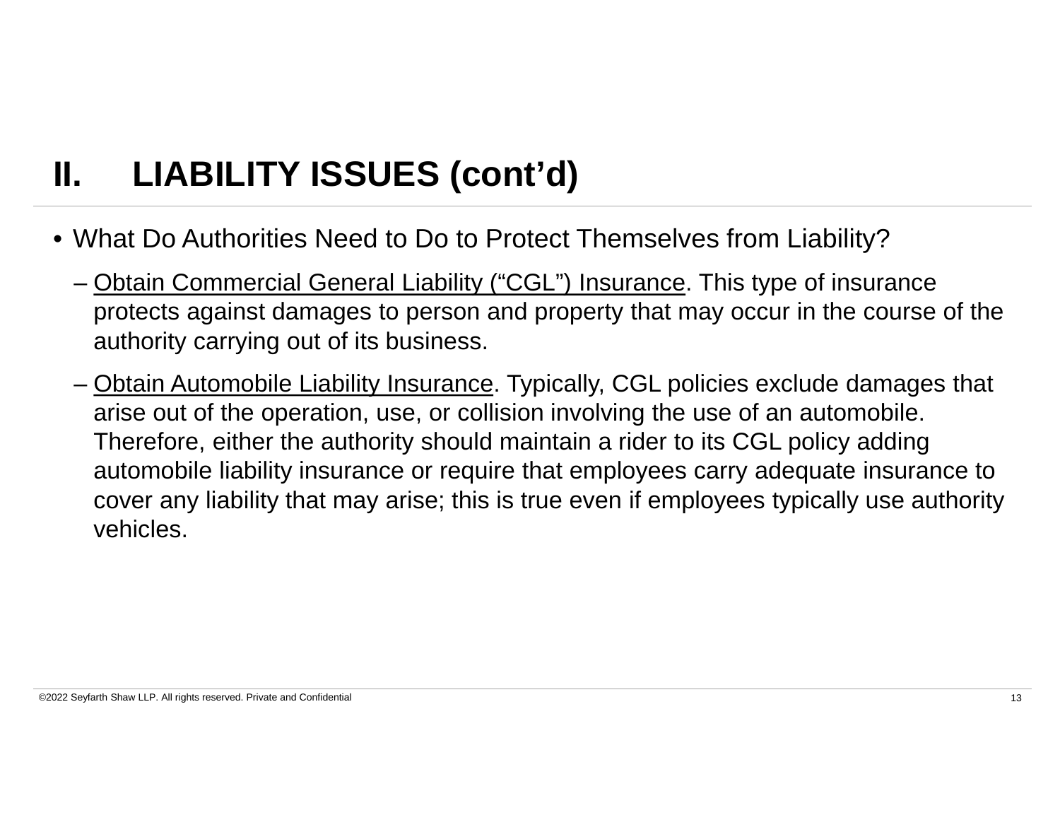# II. LIABILITY ISSUES (cont'd)

- What Do Authorities Need to Do to Protect Themselves from Liability?
  - <u>Obtain Commercial General Liability ("CGL") Insurance</u>. This type of insurance protects against damages to person and property that may occur in the course of the authority carrying out of its business.
  - <u>Obtain Automobile Liability Insurance</u>. Typically, CGL policies exclude damages that arise out of the operation, use, or collision involving the use of an automobile. Therefore, either the authority should maintain a rider to its CGL policy adding automobile liability insurance or require that employees carry adequate insurance to cover any liability that may arise; this is true even if employees typically use authority vehicles.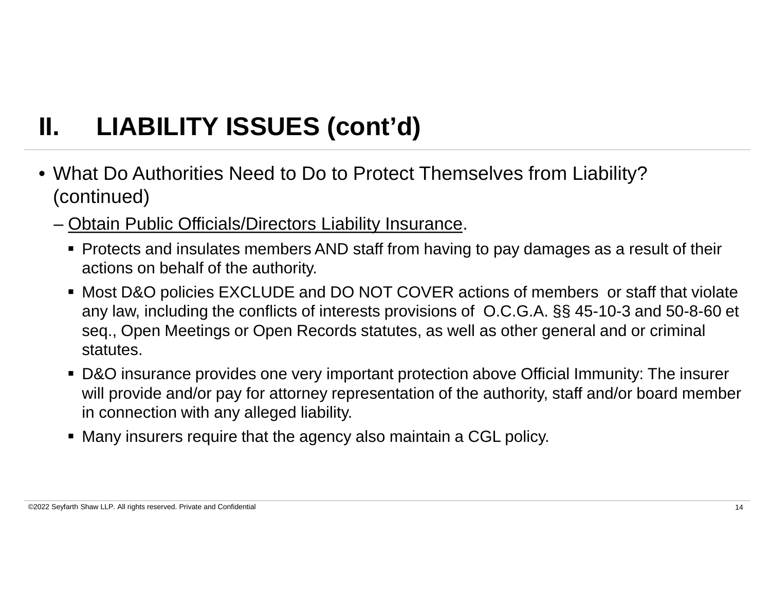# II. LIABILITY ISSUES (cont'd)

- What Do Authorities Need to Do to Protect Themselves from Liability? (continued)
  - <u>Obtain Public Officials/Directors Liability Insurance</u>.
    - Protects and insulates members AND staff from having to pay damages as a result of their actions on behalf of the authority.
    - Most D&O policies EXCLUDE and DO NOT COVER actions of members or staff that violate any law, including the conflicts of interests provisions of O.C.G.A. §§ 45-10-3 and 50-8-60 et seq., Open Meetings or Open Records statutes, as well as other general and or criminal statutes.
    - D&O insurance provides one very important protection above Official Immunity: The insurer will provide and/or pay for attorney representation of the authority, staff and/or board member in connection with any alleged liability.
    - Many insurers require that the agency also maintain a CGL policy.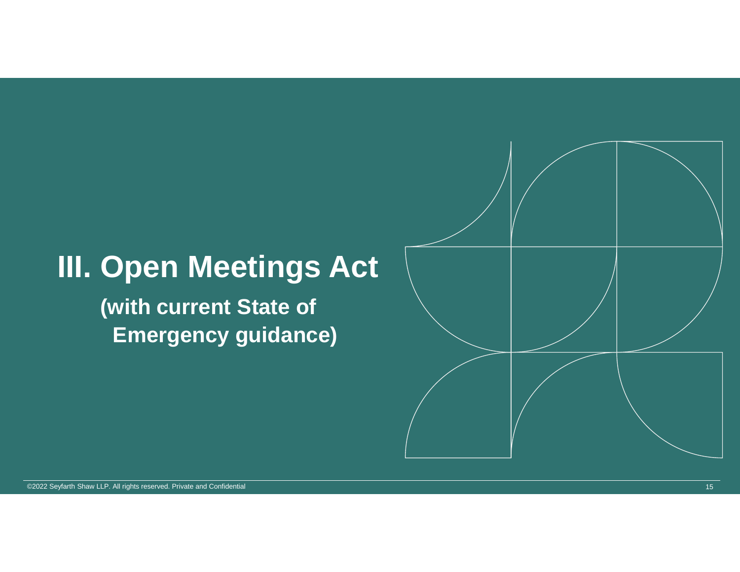# III. Open Meetings Act

**(with current State of Emergency guidance)**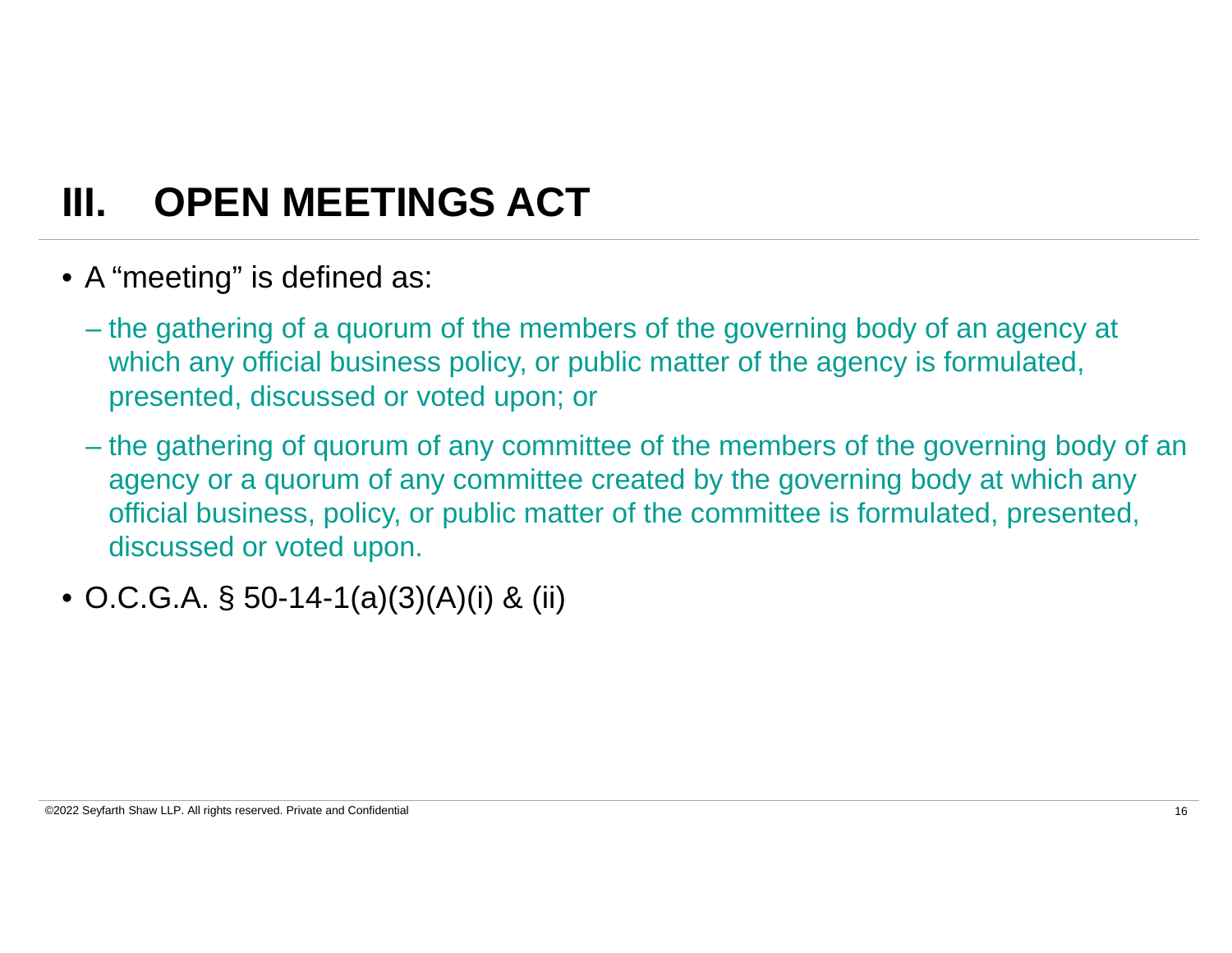# III. OPEN MEETINGS ACT

- A “meeting” is defined as:
  - the gathering of a quorum of the members of the governing body of an agency at which any official business policy, or public matter of the agency is formulated, presented, discussed or voted upon; or
  - the gathering of quorum of any committee of the members of the governing body of an agency or a quorum of any committee created by the governing body at which any official business, policy, or public matter of the committee is formulated, presented, discussed or voted upon.
- O.C.G.A. § 50-14-1(a)(3)(A)(i) & (ii)

©2022 Seyfarth Shaw LLP. All rights reserved. Private and Confidential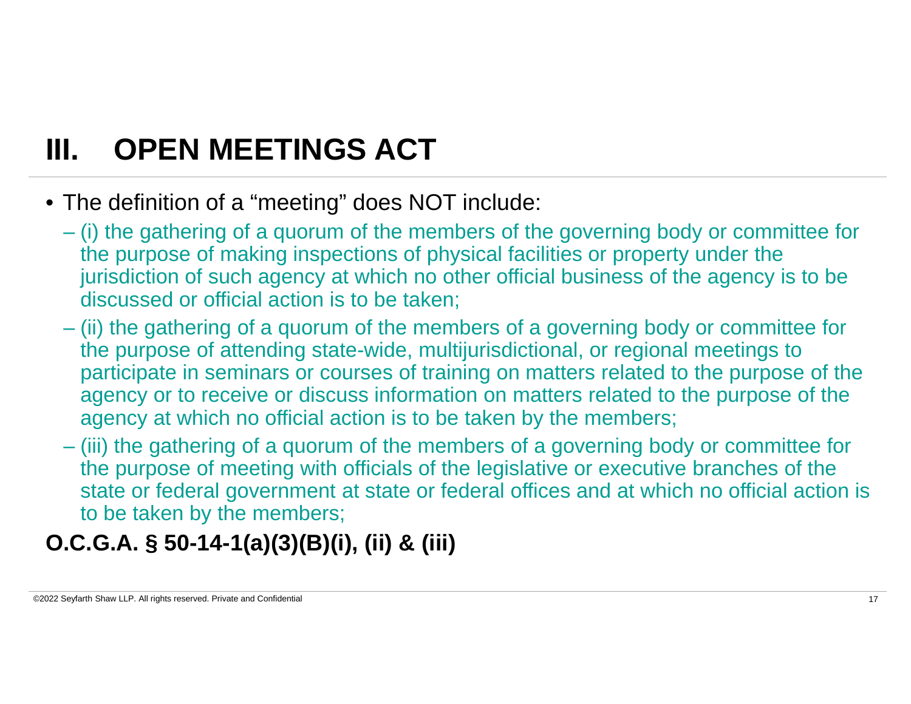# III. OPEN MEETINGS ACT

- The definition of a "meeting" does NOT include:
  - (i) the gathering of a quorum of the members of the governing body or committee for the purpose of making inspections of physical facilities or property under the jurisdiction of such agency at which no other official business of the agency is to be discussed or official action is to be taken;
  - (ii) the gathering of a quorum of the members of a governing body or committee for the purpose of attending state-wide, multijurisdictional, or regional meetings to participate in seminars or courses of training on matters related to the purpose of the agency or to receive or discuss information on matters related to the purpose of the agency at which no official action is to be taken by the members;
  - (iii) the gathering of a quorum of the members of a governing body or committee for the purpose of meeting with officials of the legislative or executive branches of the state or federal government at state or federal offices and at which no official action is to be taken by the members;

**O.C.G.A. § 50-14-1(a)(3)(B)(i), (ii) & (iii)**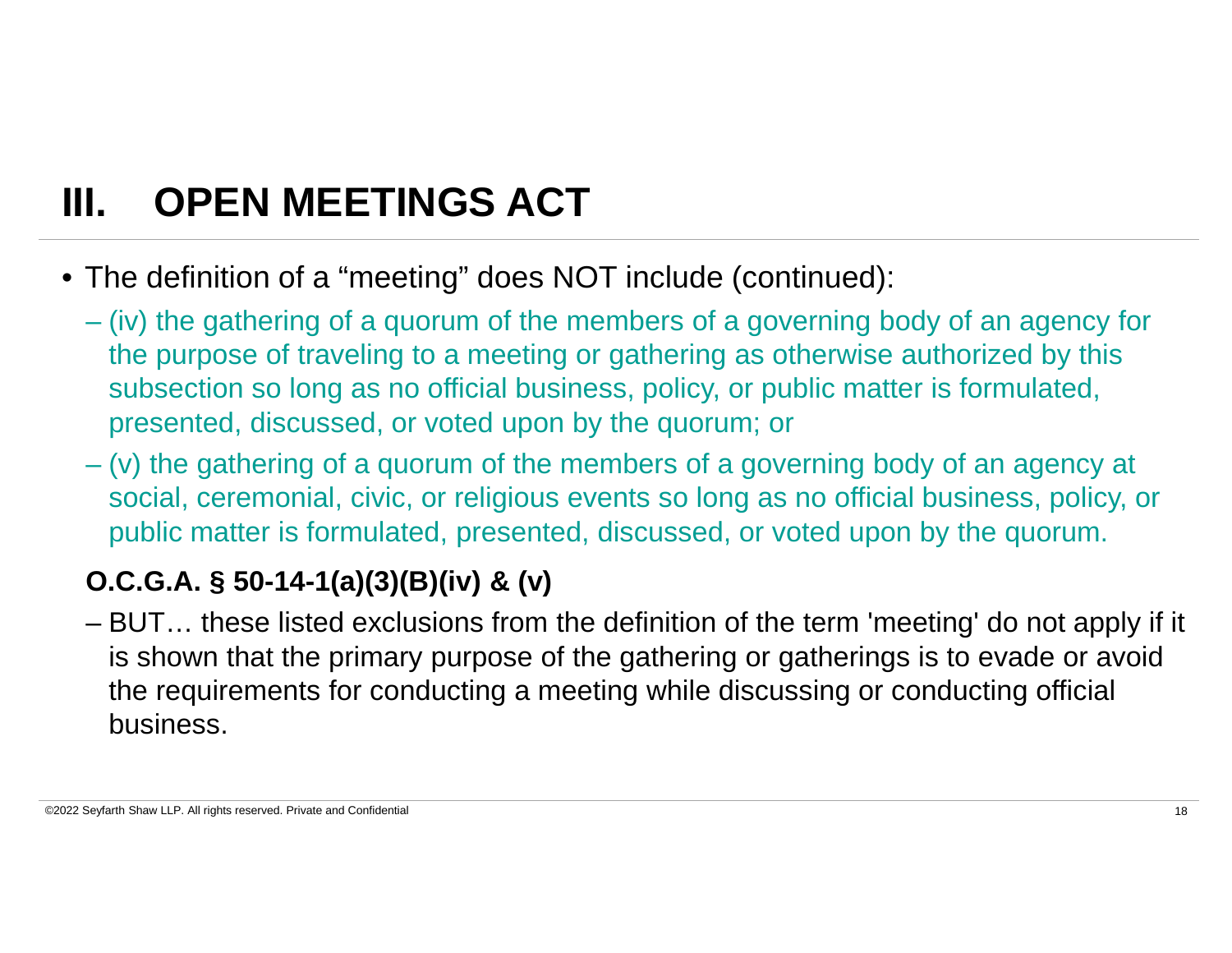# III. OPEN MEETINGS ACT

- The definition of a "meeting" does NOT include (continued):
  - (iv) the gathering of a quorum of the members of a governing body of an agency for the purpose of traveling to a meeting or gathering as otherwise authorized by this subsection so long as no official business, policy, or public matter is formulated, presented, discussed, or voted upon by the quorum; or
  - (v) the gathering of a quorum of the members of a governing body of an agency at social, ceremonial, civic, or religious events so long as no official business, policy, or public matter is formulated, presented, discussed, or voted upon by the quorum.

  **O.C.G.A. § 50-14-1(a)(3)(B)(iv) & (v)**

  - BUT… these listed exclusions from the definition of the term 'meeting' do not apply if it is shown that the primary purpose of the gathering or gatherings is to evade or avoid the requirements for conducting a meeting while discussing or conducting official business.

©2022 Seyfarth Shaw LLP. All rights reserved. Private and Confidential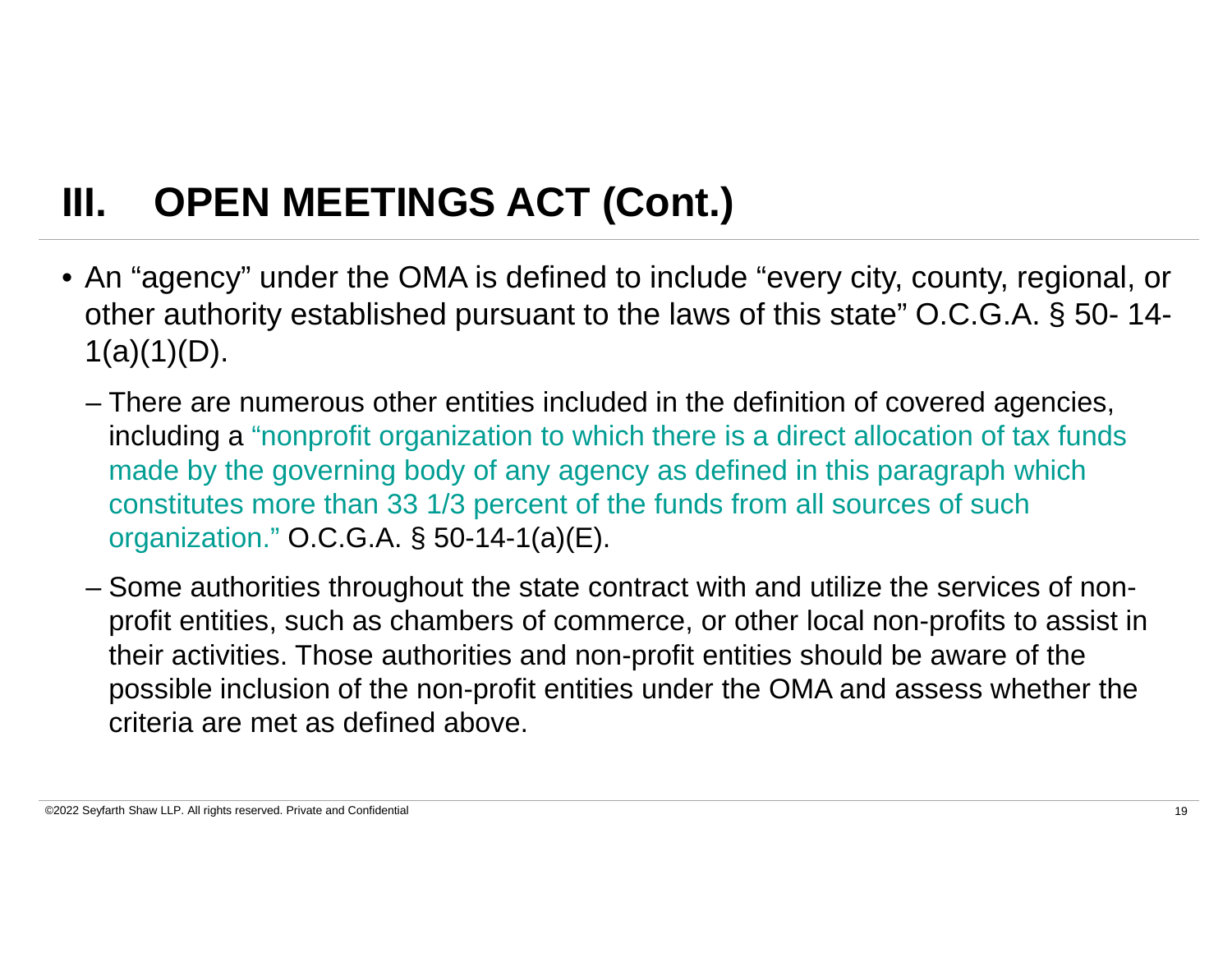# III. OPEN MEETINGS ACT (Cont.)

- An "agency" under the OMA is defined to include "every city, county, regional, or other authority established pursuant to the laws of this state" O.C.G.A. § 50- 14-1(a)(1)(D).
  - There are numerous other entities included in the definition of covered agencies, including a "nonprofit organization to which there is a direct allocation of tax funds made by the governing body of any agency as defined in this paragraph which constitutes more than 33 1/3 percent of the funds from all sources of such organization." O.C.G.A. § 50-14-1(a)(E).
  - Some authorities throughout the state contract with and utilize the services of non-profit entities, such as chambers of commerce, or other local non-profits to assist in their activities. Those authorities and non-profit entities should be aware of the possible inclusion of the non-profit entities under the OMA and assess whether the criteria are met as defined above.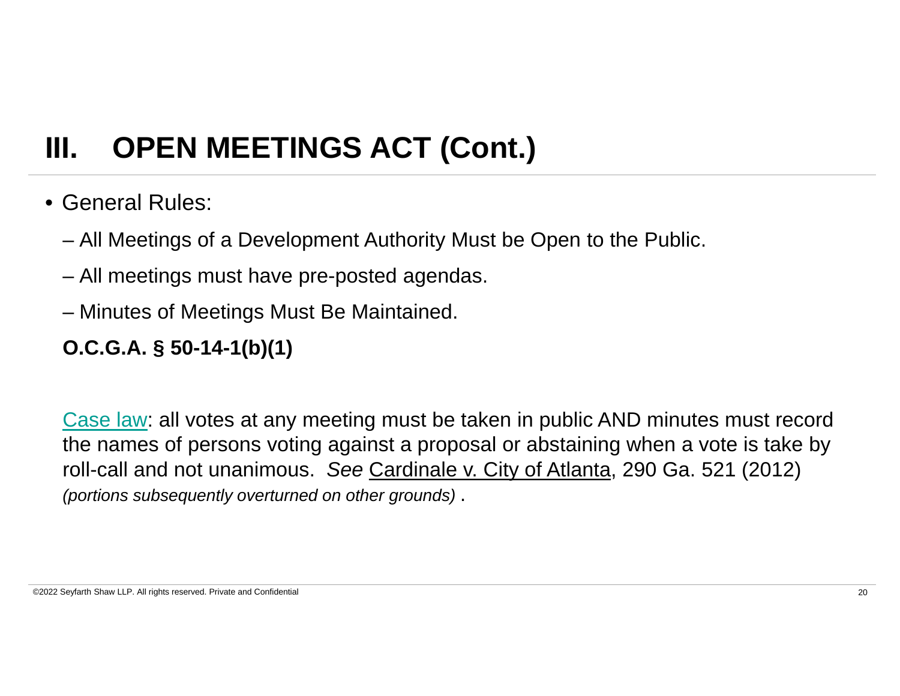# III. OPEN MEETINGS ACT (Cont.)

- General Rules:
  - All Meetings of a Development Authority Must be Open to the Public.
  - All meetings must have pre-posted agendas.
  - Minutes of Meetings Must Be Maintained.

  **O.C.G.A. § 50-14-1(b)(1)**

  Case law: all votes at any meeting must be taken in public AND minutes must record the names of persons voting against a proposal or abstaining when a vote is take by roll-call and not unanimous. *See* Cardinale v. City of Atlanta, 290 Ga. 521 (2012) *(portions subsequently overturned on other grounds)* .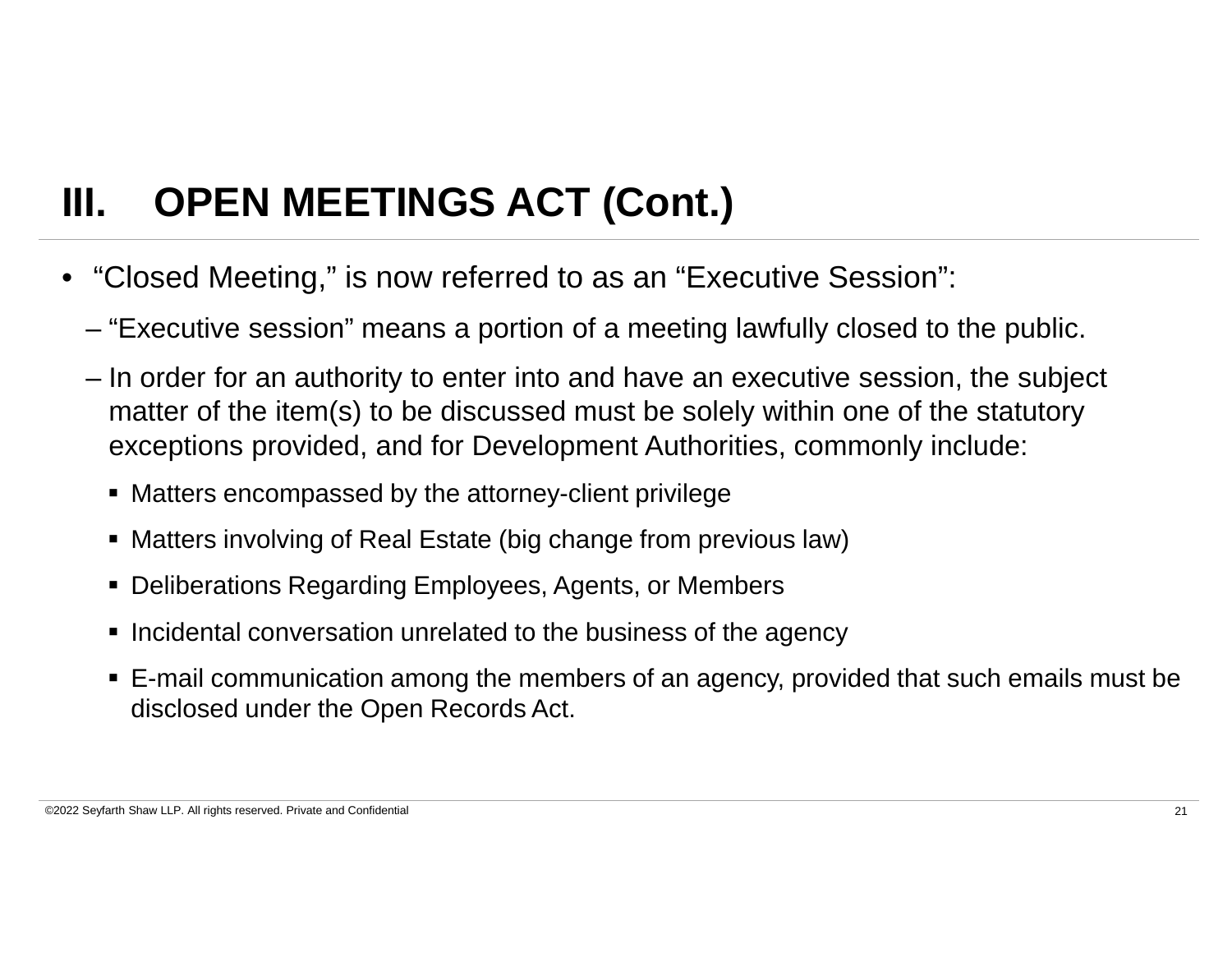# III. OPEN MEETINGS ACT (Cont.)

- "Closed Meeting," is now referred to as an "Executive Session":
  - "Executive session" means a portion of a meeting lawfully closed to the public.
  - In order for an authority to enter into and have an executive session, the subject matter of the item(s) to be discussed must be solely within one of the statutory exceptions provided, and for Development Authorities, commonly include:
    - Matters encompassed by the attorney-client privilege
    - Matters involving of Real Estate (big change from previous law)
    - Deliberations Regarding Employees, Agents, or Members
    - Incidental conversation unrelated to the business of the agency
    - E-mail communication among the members of an agency, provided that such emails must be disclosed under the Open Records Act.

©2022 Seyfarth Shaw LLP. All rights reserved. Private and Confidential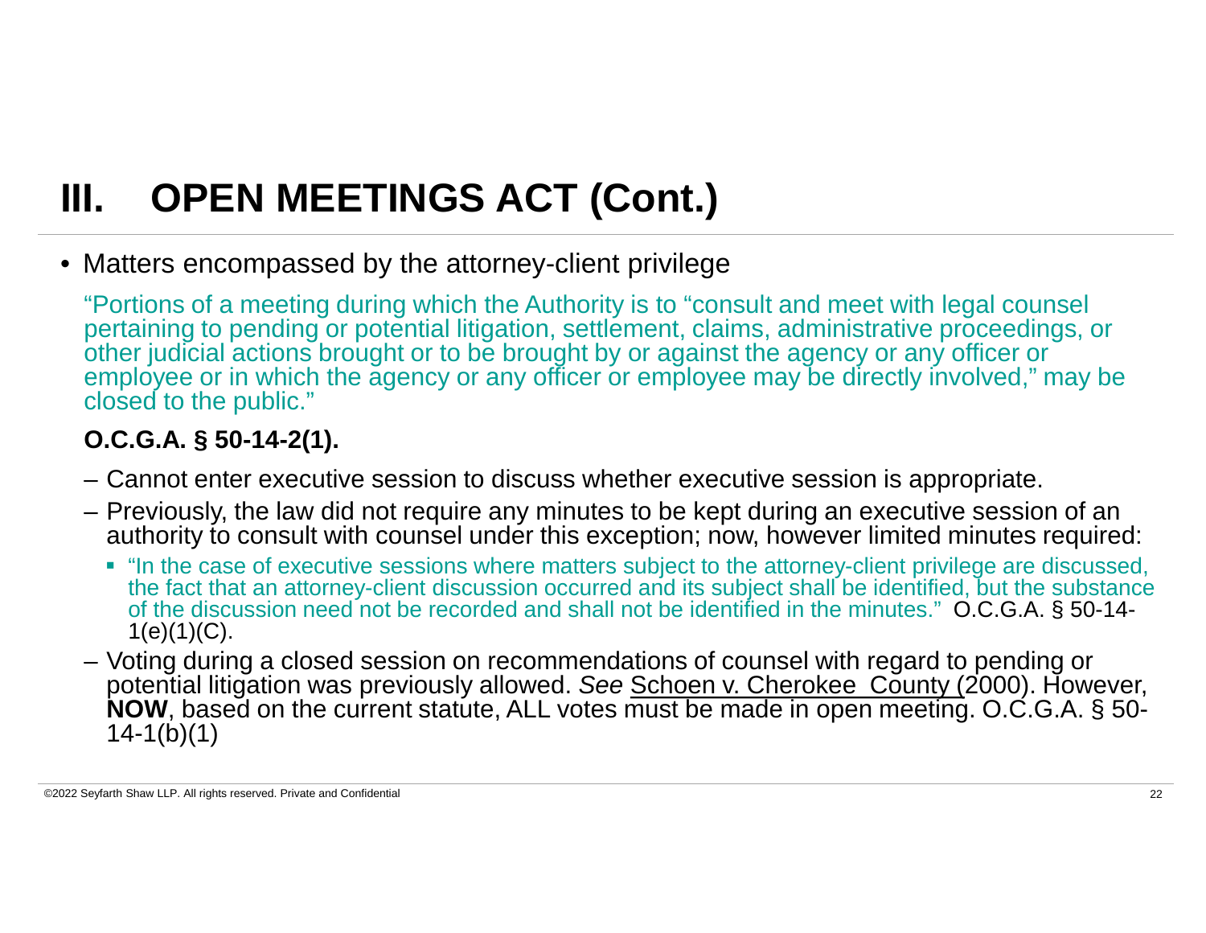# III. OPEN MEETINGS ACT (Cont.)

- Matters encompassed by the attorney-client privilege

  "Portions of a meeting during which the Authority is to "consult and meet with legal counsel pertaining to pending or potential litigation, settlement, claims, administrative proceedings, or other judicial actions brought or to be brought by or against the agency or any officer or employee or in which the agency or any officer or employee may be directly involved," may be closed to the public."

  **O.C.G.A. § 50-14-2(1).**

  - Cannot enter executive session to discuss whether executive session is appropriate.
  - Previously, the law did not require any minutes to be kept during an executive session of an authority to consult with counsel under this exception; now, however limited minutes required:
    - "In the case of executive sessions where matters subject to the attorney-client privilege are discussed, the fact that an attorney-client discussion occurred and its subject shall be identified, but the substance of the discussion need not be recorded and shall not be identified in the minutes." O.C.G.A. § 50-14-1(e)(1)(C).
  - Voting during a closed session on recommendations of counsel with regard to pending or potential litigation was previously allowed. *See* <u>Schoen v. Cherokee County</u> (2000). However, **NOW**, based on the current statute, ALL votes must be made in open meeting. O.C.G.A. § 50-14-1(b)(1)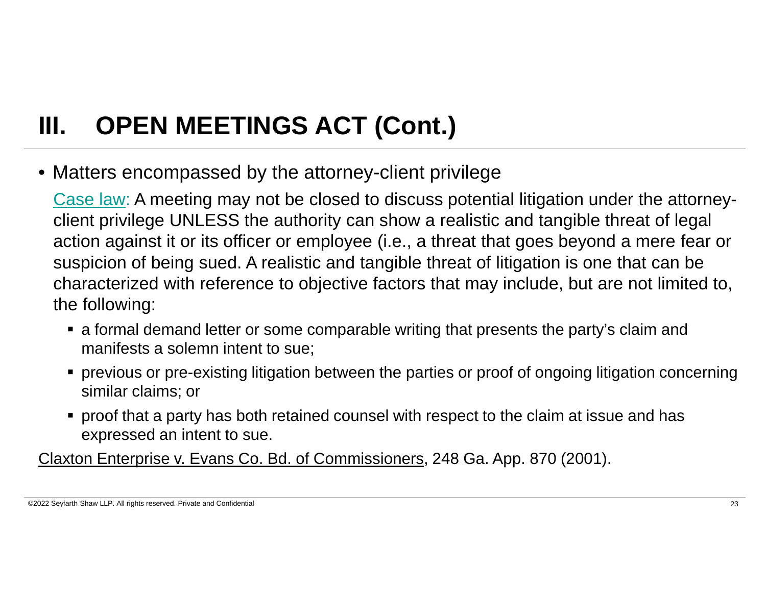# III. OPEN MEETINGS ACT (Cont.)

- Matters encompassed by the attorney-client privilege

  Case law: A meeting may not be closed to discuss potential litigation under the attorney-client privilege UNLESS the authority can show a realistic and tangible threat of legal action against it or its officer or employee (i.e., a threat that goes beyond a mere fear or suspicion of being sued. A realistic and tangible threat of litigation is one that can be characterized with reference to objective factors that may include, but are not limited to, the following:

  - a formal demand letter or some comparable writing that presents the party's claim and manifests a solemn intent to sue;
  - previous or pre-existing litigation between the parties or proof of ongoing litigation concerning similar claims; or
  - proof that a party has both retained counsel with respect to the claim at issue and has expressed an intent to sue.

Claxton Enterprise v. Evans Co. Bd. of Commissioners, 248 Ga. App. 870 (2001).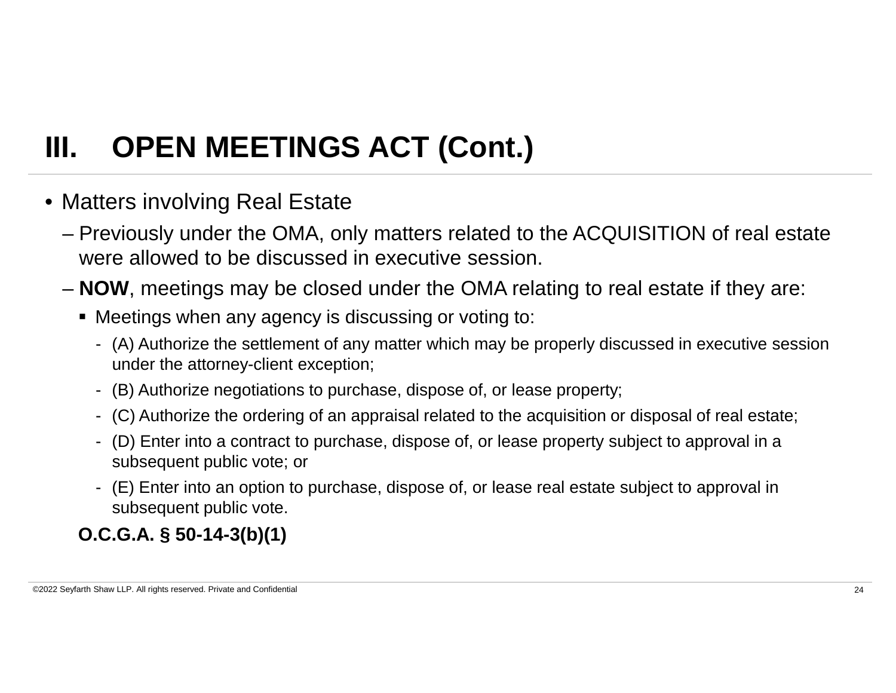# III. OPEN MEETINGS ACT (Cont.)

- Matters involving Real Estate
  - Previously under the OMA, only matters related to the ACQUISITION of real estate were allowed to be discussed in executive session.
  - **NOW**, meetings may be closed under the OMA relating to real estate if they are:
    - Meetings when any agency is discussing or voting to:
      - (A) Authorize the settlement of any matter which may be properly discussed in executive session under the attorney-client exception;
      - (B) Authorize negotiations to purchase, dispose of, or lease property;
      - (C) Authorize the ordering of an appraisal related to the acquisition or disposal of real estate;
      - (D) Enter into a contract to purchase, dispose of, or lease property subject to approval in a subsequent public vote; or
      - (E) Enter into an option to purchase, dispose of, or lease real estate subject to approval in subsequent public vote.

**O.C.G.A. § 50-14-3(b)(1)**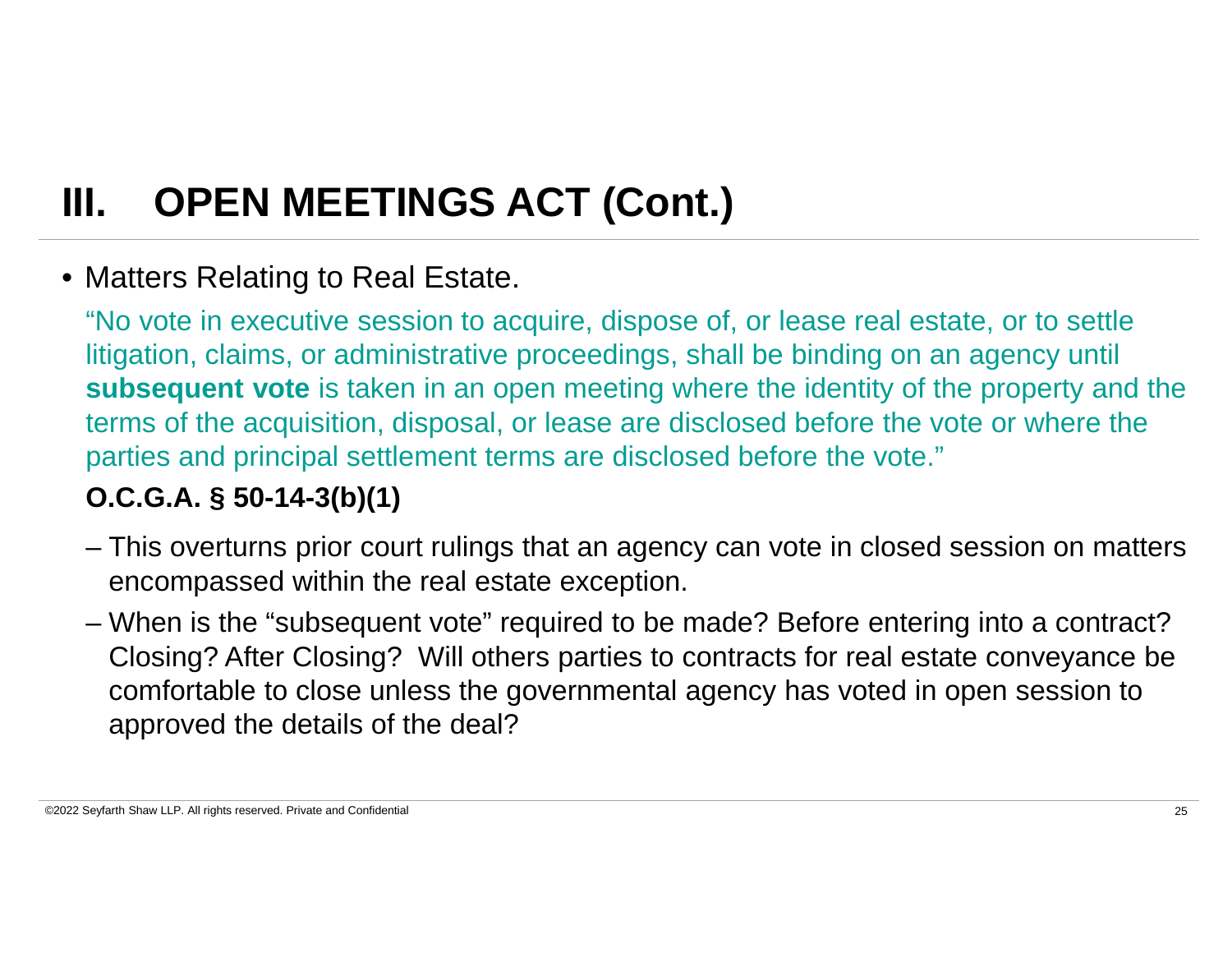# III. OPEN MEETINGS ACT (Cont.)

- Matters Relating to Real Estate.

  "No vote in executive session to acquire, dispose of, or lease real estate, or to settle litigation, claims, or administrative proceedings, shall be binding on an agency until **subsequent vote** is taken in an open meeting where the identity of the property and the terms of the acquisition, disposal, or lease are disclosed before the vote or where the parties and principal settlement terms are disclosed before the vote."

  **O.C.G.A. § 50-14-3(b)(1)**

  - This overturns prior court rulings that an agency can vote in closed session on matters encompassed within the real estate exception.
  - When is the "subsequent vote" required to be made? Before entering into a contract? Closing? After Closing? Will others parties to contracts for real estate conveyance be comfortable to close unless the governmental agency has voted in open session to approved the details of the deal?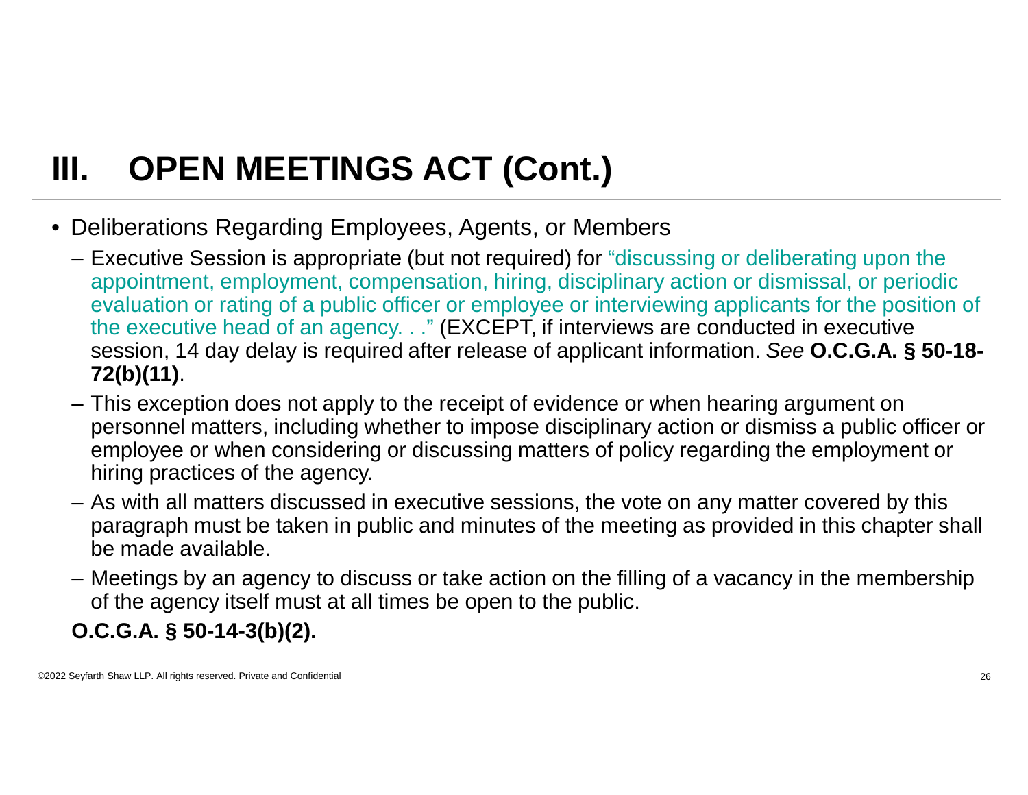# III. OPEN MEETINGS ACT (Cont.)

- Deliberations Regarding Employees, Agents, or Members
  - Executive Session is appropriate (but not required) for "discussing or deliberating upon the appointment, employment, compensation, hiring, disciplinary action or dismissal, or periodic evaluation or rating of a public officer or employee or interviewing applicants for the position of the executive head of an agency. . ." (EXCEPT, if interviews are conducted in executive session, 14 day delay is required after release of applicant information. *See* **O.C.G.A. § 50-18-72(b)(11)**.
  - This exception does not apply to the receipt of evidence or when hearing argument on personnel matters, including whether to impose disciplinary action or dismiss a public officer or employee or when considering or discussing matters of policy regarding the employment or hiring practices of the agency.
  - As with all matters discussed in executive sessions, the vote on any matter covered by this paragraph must be taken in public and minutes of the meeting as provided in this chapter shall be made available.
  - Meetings by an agency to discuss or take action on the filling of a vacancy in the membership of the agency itself must at all times be open to the public.

**O.C.G.A. § 50-14-3(b)(2).**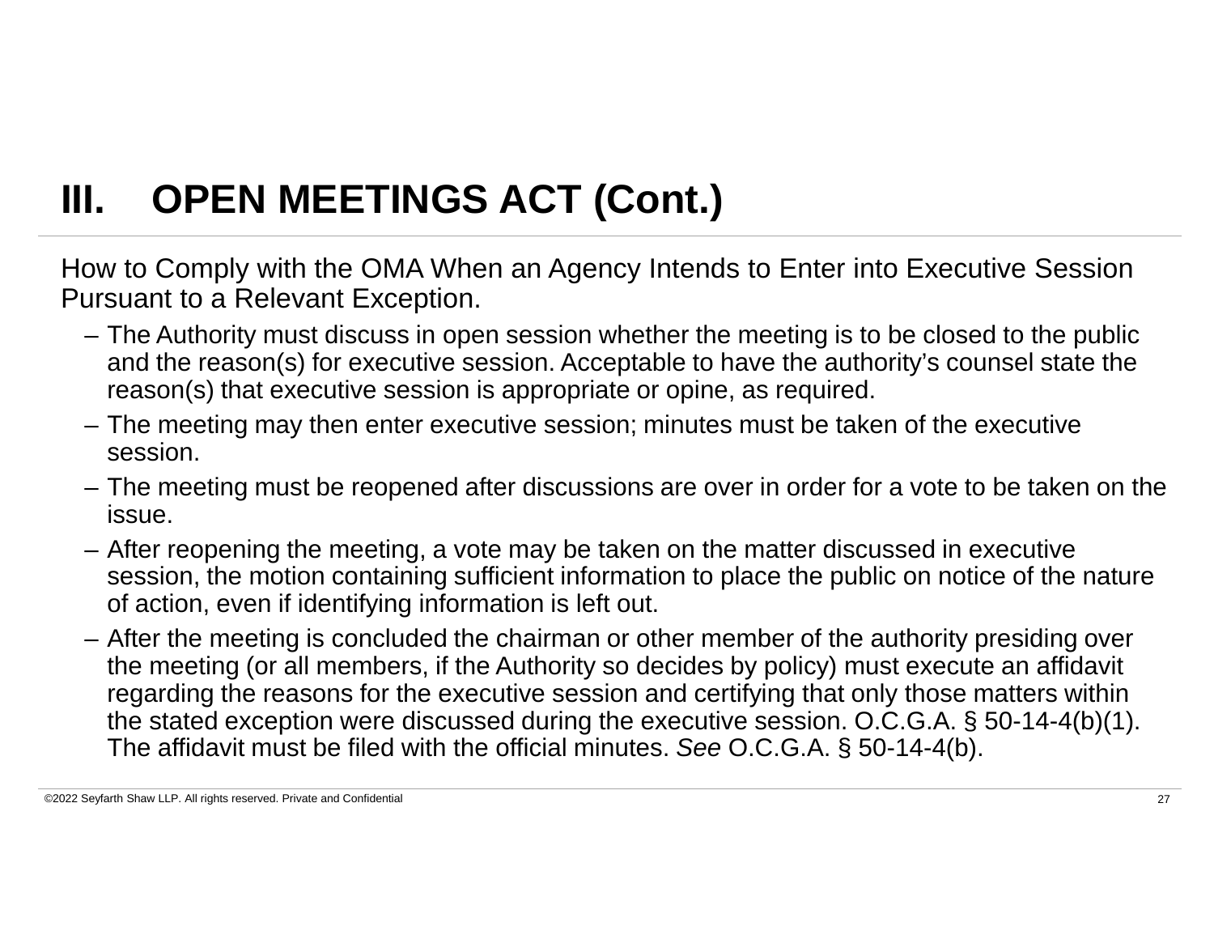# III. OPEN MEETINGS ACT (Cont.)

How to Comply with the OMA When an Agency Intends to Enter into Executive Session Pursuant to a Relevant Exception.

- The Authority must discuss in open session whether the meeting is to be closed to the public and the reason(s) for executive session. Acceptable to have the authority's counsel state the reason(s) that executive session is appropriate or opine, as required.
- The meeting may then enter executive session; minutes must be taken of the executive session.
- The meeting must be reopened after discussions are over in order for a vote to be taken on the issue.
- After reopening the meeting, a vote may be taken on the matter discussed in executive session, the motion containing sufficient information to place the public on notice of the nature of action, even if identifying information is left out.
- After the meeting is concluded the chairman or other member of the authority presiding over the meeting (or all members, if the Authority so decides by policy) must execute an affidavit regarding the reasons for the executive session and certifying that only those matters within the stated exception were discussed during the executive session. O.C.G.A. § 50-14-4(b)(1). The affidavit must be filed with the official minutes. *See* O.C.G.A. § 50-14-4(b).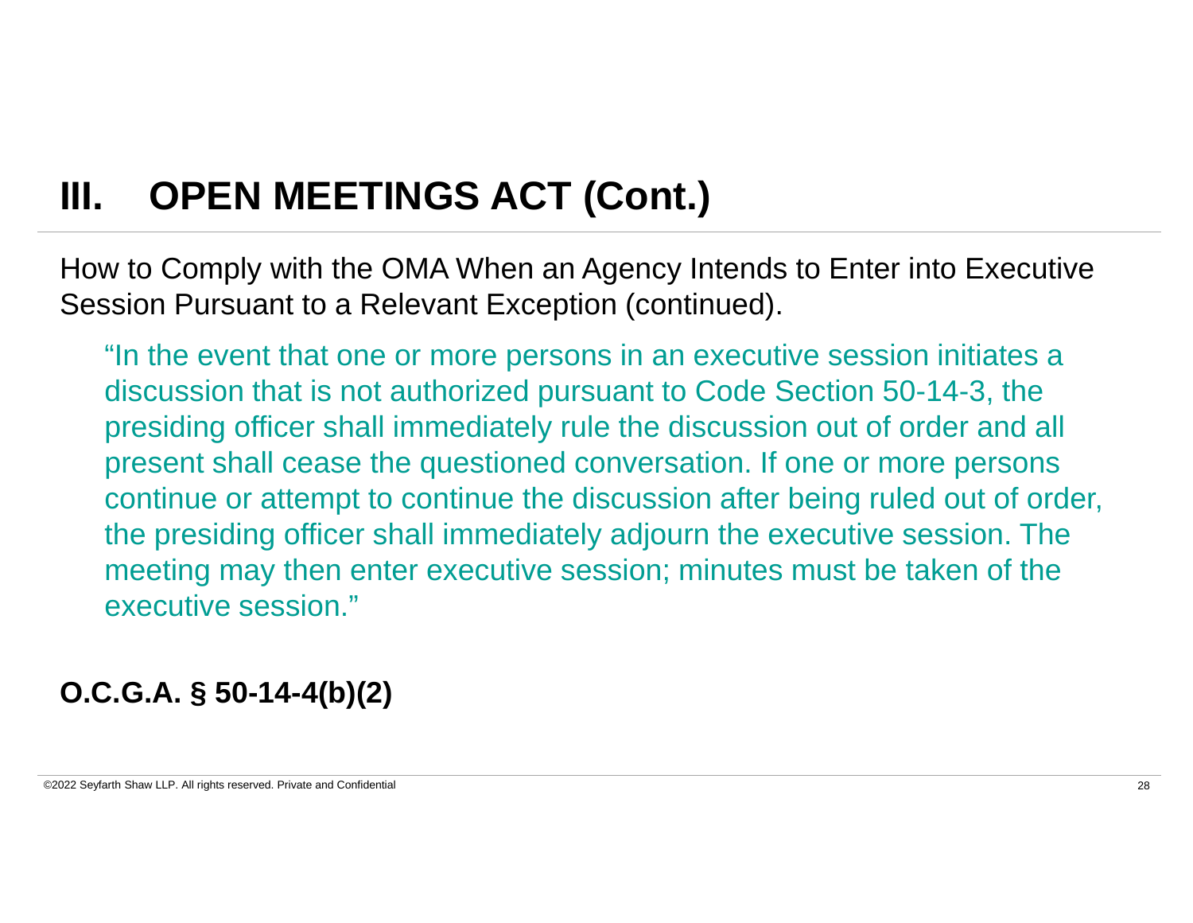# III. OPEN MEETINGS ACT (Cont.)

How to Comply with the OMA When an Agency Intends to Enter into Executive Session Pursuant to a Relevant Exception (continued).

> "In the event that one or more persons in an executive session initiates a discussion that is not authorized pursuant to Code Section 50-14-3, the presiding officer shall immediately rule the discussion out of order and all present shall cease the questioned conversation. If one or more persons continue or attempt to continue the discussion after being ruled out of order, the presiding officer shall immediately adjourn the executive session. The meeting may then enter executive session; minutes must be taken of the executive session."

**O.C.G.A. § 50-14-4(b)(2)**

©2022 Seyfarth Shaw LLP. All rights reserved. Private and Confidential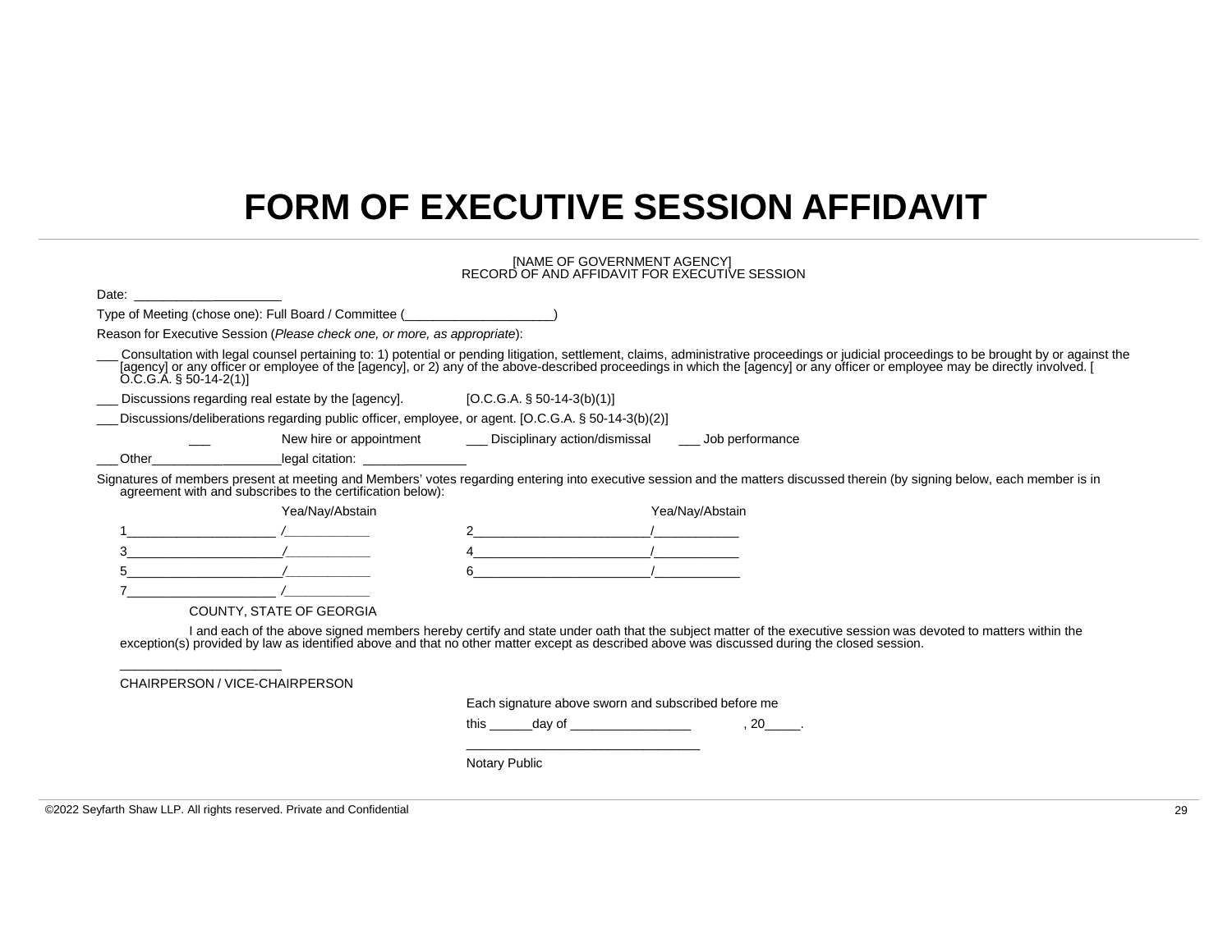# FORM OF EXECUTIVE SESSION AFFIDAVIT

[NAME OF GOVERNMENT AGENCY]
RECORD OF AND AFFIDAVIT FOR EXECUTIVE SESSION

Date: ____________________

Type of Meeting (chose one): Full Board / Committee (____________________)

Reason for Executive Session (*Please check one, or more, as appropriate*):

___ Consultation with legal counsel pertaining to: 1) potential or pending litigation, settlement, claims, administrative proceedings or judicial proceedings to be brought by or against the [agency] or any officer or employee of the [agency], or 2) any of the above-described proceedings in which the [agency] or any officer or employee may be directly involved. [O.C.G.A. § 50-14-2(1)]

___ Discussions regarding real estate by the [agency]. [O.C.G.A. § 50-14-3(b)(1)]

___ Discussions/deliberations regarding public officer, employee, or agent. [O.C.G.A. § 50-14-3(b)(2)]

___ New hire or appointment ___ Disciplinary action/dismissal ___ Job performance

___ Other__________________legal citation: ______________

Signatures of members present at meeting and Members' votes regarding entering into executive session and the matters discussed therein (by signing below, each member is in agreement with and subscribes to the certification below):

| | Yea/Nay/Abstain | | Yea/Nay/Abstain |
|---|---|---|---|
| 1_____________________ | /___________ | 2________________________ | /___________ |
| 3_____________________ | /___________ | 4________________________ | /___________ |
| 5_____________________ | /___________ | 6________________________ | /___________ |
| 7_____________________ | /___________ | | |

COUNTY, STATE OF GEORGIA

I and each of the above signed members hereby certify and state under oath that the subject matter of the executive session was devoted to matters within the exception(s) provided by law as identified above and that no other matter except as described above was discussed during the closed session.

______________________
CHAIRPERSON / VICE-CHAIRPERSON

Each signature above sworn and subscribed before me

this ______day of _________________ , 20_____.

_________________________________
Notary Public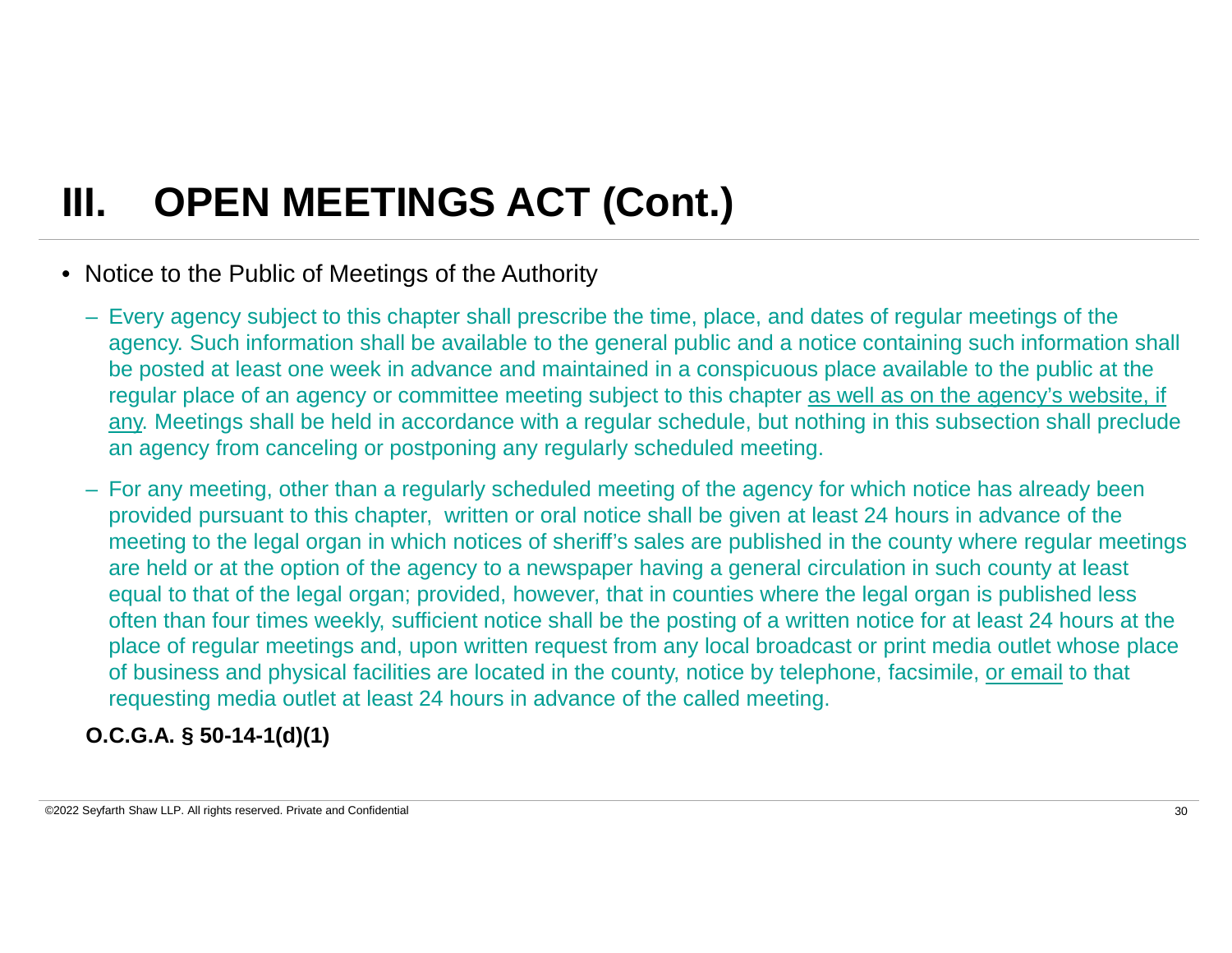# III. OPEN MEETINGS ACT (Cont.)

- Notice to the Public of Meetings of the Authority
  - Every agency subject to this chapter shall prescribe the time, place, and dates of regular meetings of the agency. Such information shall be available to the general public and a notice containing such information shall be posted at least one week in advance and maintained in a conspicuous place available to the public at the regular place of an agency or committee meeting subject to this chapter <u>as well as on the agency's website, if any</u>. Meetings shall be held in accordance with a regular schedule, but nothing in this subsection shall preclude an agency from canceling or postponing any regularly scheduled meeting.
  - For any meeting, other than a regularly scheduled meeting of the agency for which notice has already been provided pursuant to this chapter, written or oral notice shall be given at least 24 hours in advance of the meeting to the legal organ in which notices of sheriff's sales are published in the county where regular meetings are held or at the option of the agency to a newspaper having a general circulation in such county at least equal to that of the legal organ; provided, however, that in counties where the legal organ is published less often than four times weekly, sufficient notice shall be the posting of a written notice for at least 24 hours at the place of regular meetings and, upon written request from any local broadcast or print media outlet whose place of business and physical facilities are located in the county, notice by telephone, facsimile, <u>or email</u> to that requesting media outlet at least 24 hours in advance of the called meeting.

**O.C.G.A. § 50-14-1(d)(1)**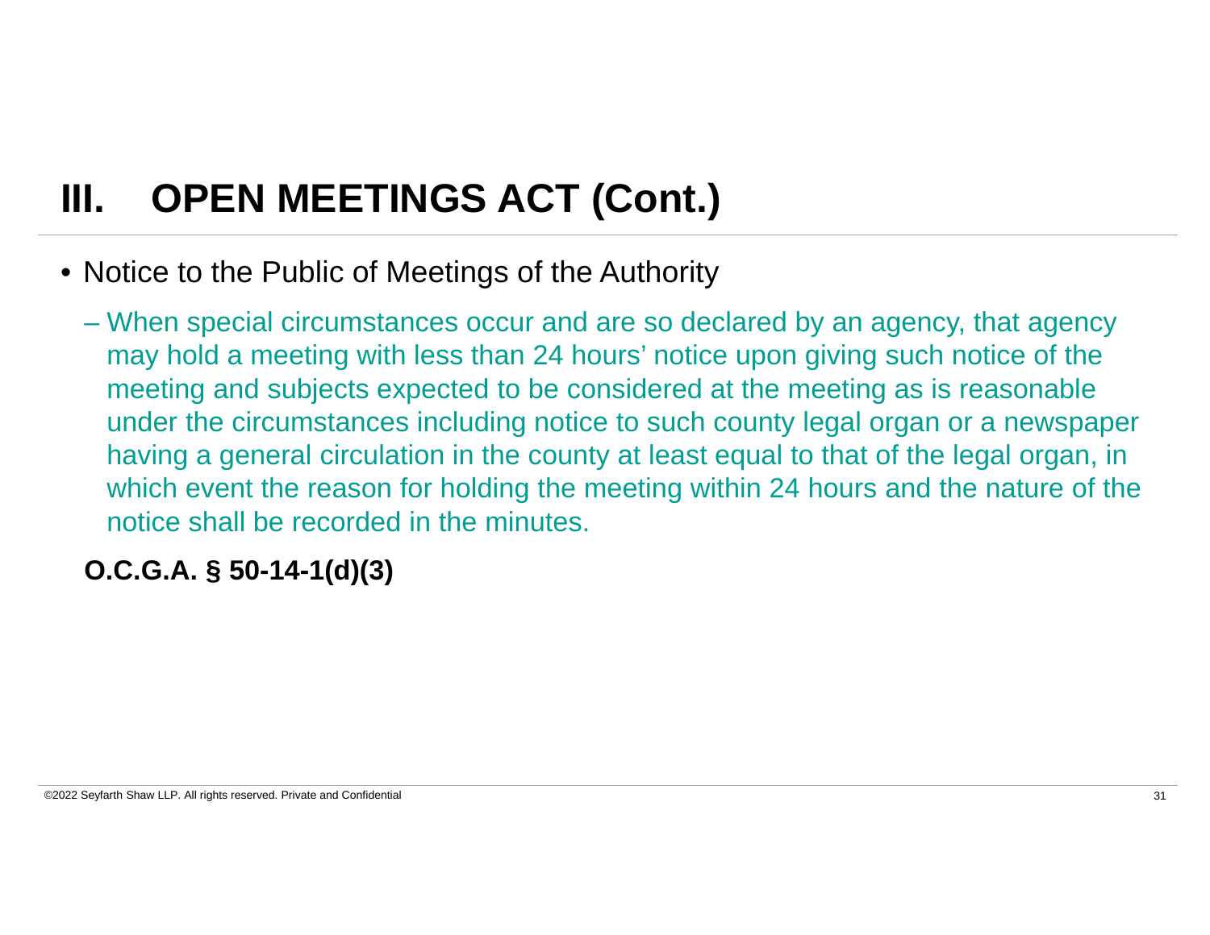# III. OPEN MEETINGS ACT (Cont.)

- Notice to the Public of Meetings of the Authority
  - When special circumstances occur and are so declared by an agency, that agency may hold a meeting with less than 24 hours' notice upon giving such notice of the meeting and subjects expected to be considered at the meeting as is reasonable under the circumstances including notice to such county legal organ or a newspaper having a general circulation in the county at least equal to that of the legal organ, in which event the reason for holding the meeting within 24 hours and the nature of the notice shall be recorded in the minutes.

**O.C.G.A. § 50-14-1(d)(3)**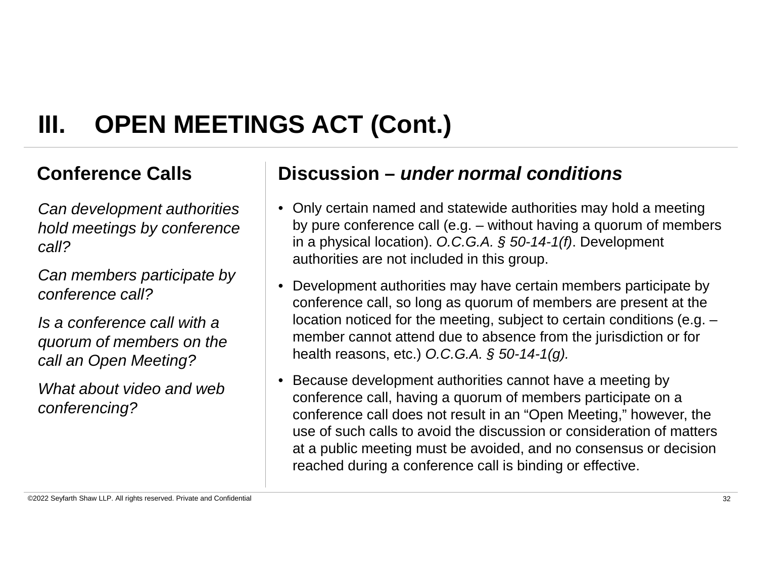# III. OPEN MEETINGS ACT (Cont.)

## Conference Calls

*Can development authorities hold meetings by conference call?*

*Can members participate by conference call?*

*Is a conference call with a quorum of members on the call an Open Meeting?*

*What about video and web conferencing?*

## Discussion – *under normal conditions*

- Only certain named and statewide authorities may hold a meeting by pure conference call (e.g. – without having a quorum of members in a physical location). *O.C.G.A. § 50-14-1(f)*. Development authorities are not included in this group.
- Development authorities may have certain members participate by conference call, so long as quorum of members are present at the location noticed for the meeting, subject to certain conditions (e.g. – member cannot attend due to absence from the jurisdiction or for health reasons, etc.) *O.C.G.A. § 50-14-1(g).*
- Because development authorities cannot have a meeting by conference call, having a quorum of members participate on a conference call does not result in an "Open Meeting," however, the use of such calls to avoid the discussion or consideration of matters at a public meeting must be avoided, and no consensus or decision reached during a conference call is binding or effective.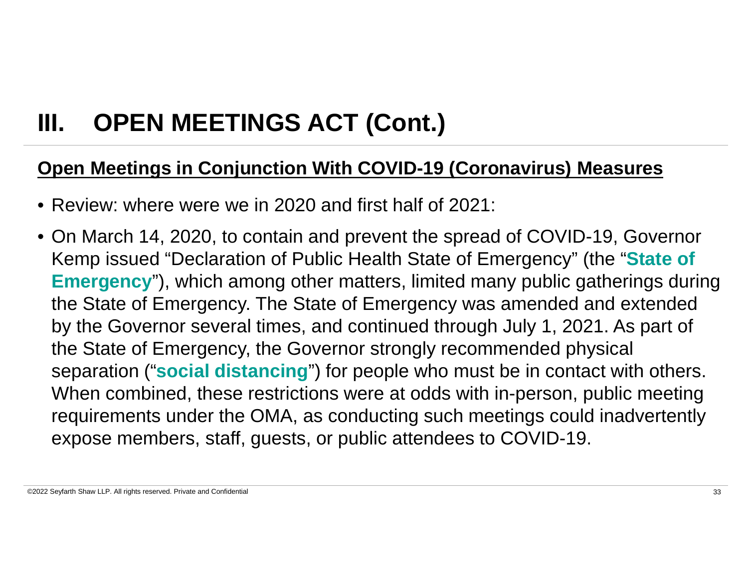# III. OPEN MEETINGS ACT (Cont.)

**Open Meetings in Conjunction With COVID-19 (Coronavirus) Measures**

- Review: where were we in 2020 and first half of 2021:
- On March 14, 2020, to contain and prevent the spread of COVID-19, Governor Kemp issued "Declaration of Public Health State of Emergency" (the "**State of Emergency**"), which among other matters, limited many public gatherings during the State of Emergency. The State of Emergency was amended and extended by the Governor several times, and continued through July 1, 2021. As part of the State of Emergency, the Governor strongly recommended physical separation ("**social distancing**") for people who must be in contact with others. When combined, these restrictions were at odds with in-person, public meeting requirements under the OMA, as conducting such meetings could inadvertently expose members, staff, guests, or public attendees to COVID-19.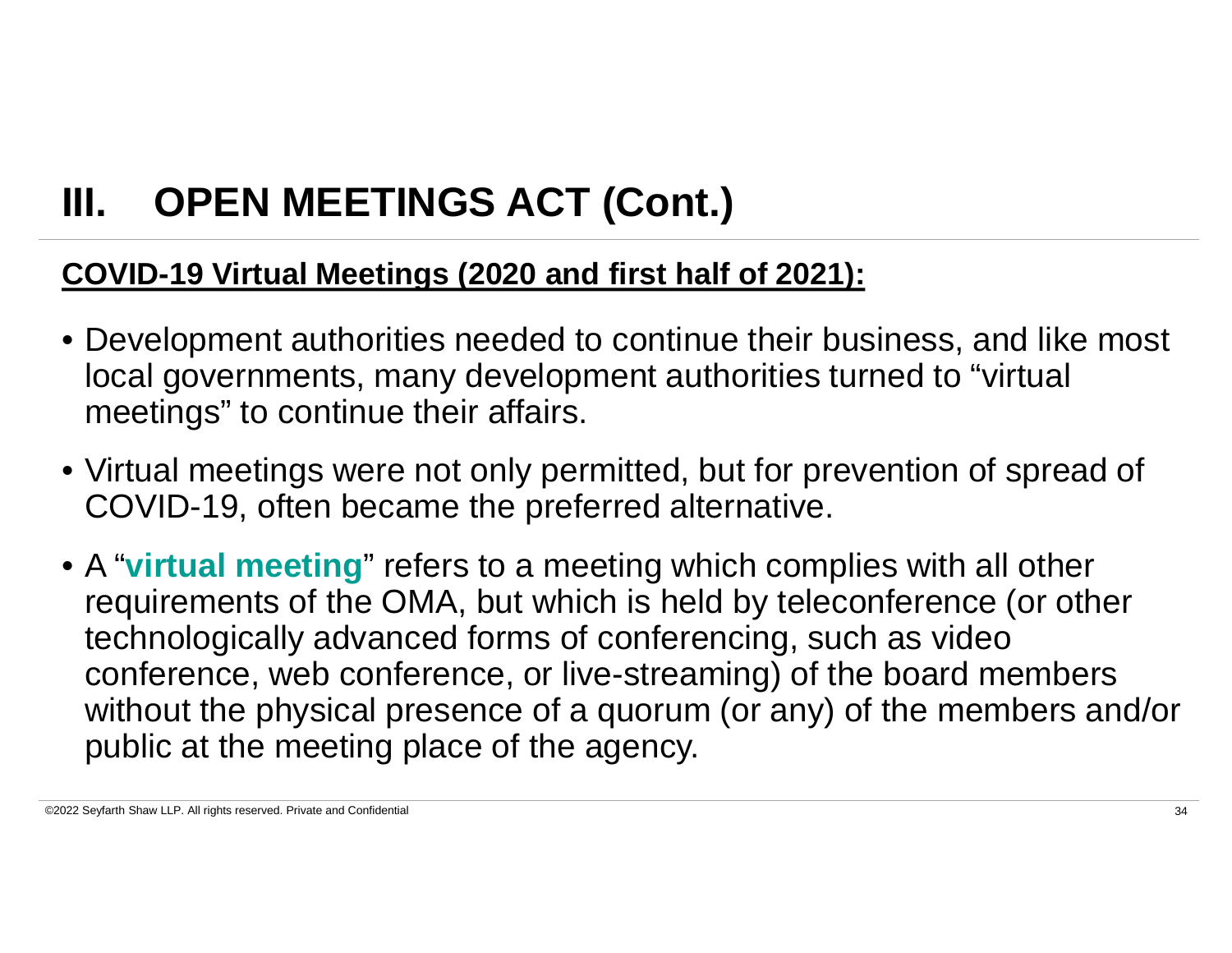# III. OPEN MEETINGS ACT (Cont.)

**COVID-19 Virtual Meetings (2020 and first half of 2021):**

- Development authorities needed to continue their business, and like most local governments, many development authorities turned to "virtual meetings" to continue their affairs.
- Virtual meetings were not only permitted, but for prevention of spread of COVID-19, often became the preferred alternative.
- A "**virtual meeting**" refers to a meeting which complies with all other requirements of the OMA, but which is held by teleconference (or other technologically advanced forms of conferencing, such as video conference, web conference, or live-streaming) of the board members without the physical presence of a quorum (or any) of the members and/or public at the meeting place of the agency.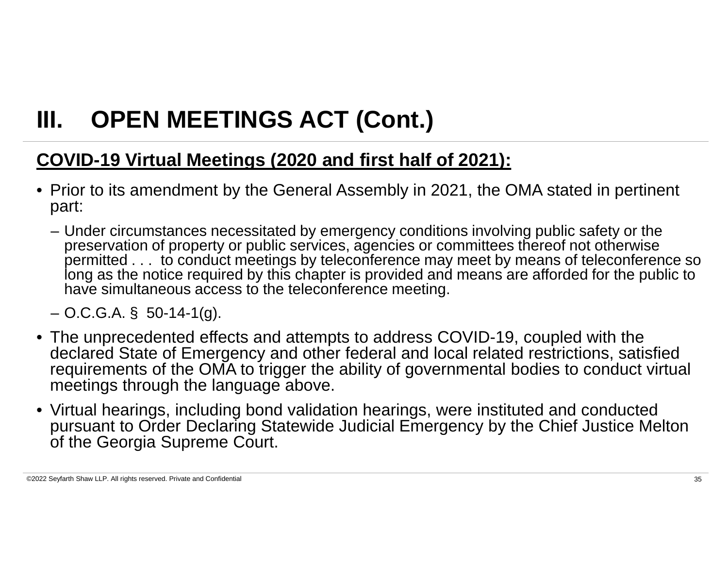# III. OPEN MEETINGS ACT (Cont.)

**COVID-19 Virtual Meetings (2020 and first half of 2021):**

- Prior to its amendment by the General Assembly in 2021, the OMA stated in pertinent part:
  - Under circumstances necessitated by emergency conditions involving public safety or the preservation of property or public services, agencies or committees thereof not otherwise permitted . . . to conduct meetings by teleconference may meet by means of teleconference so long as the notice required by this chapter is provided and means are afforded for the public to have simultaneous access to the teleconference meeting.
  - O.C.G.A. § 50-14-1(g).
- The unprecedented effects and attempts to address COVID-19, coupled with the declared State of Emergency and other federal and local related restrictions, satisfied requirements of the OMA to trigger the ability of governmental bodies to conduct virtual meetings through the language above.
- Virtual hearings, including bond validation hearings, were instituted and conducted pursuant to Order Declaring Statewide Judicial Emergency by the Chief Justice Melton of the Georgia Supreme Court.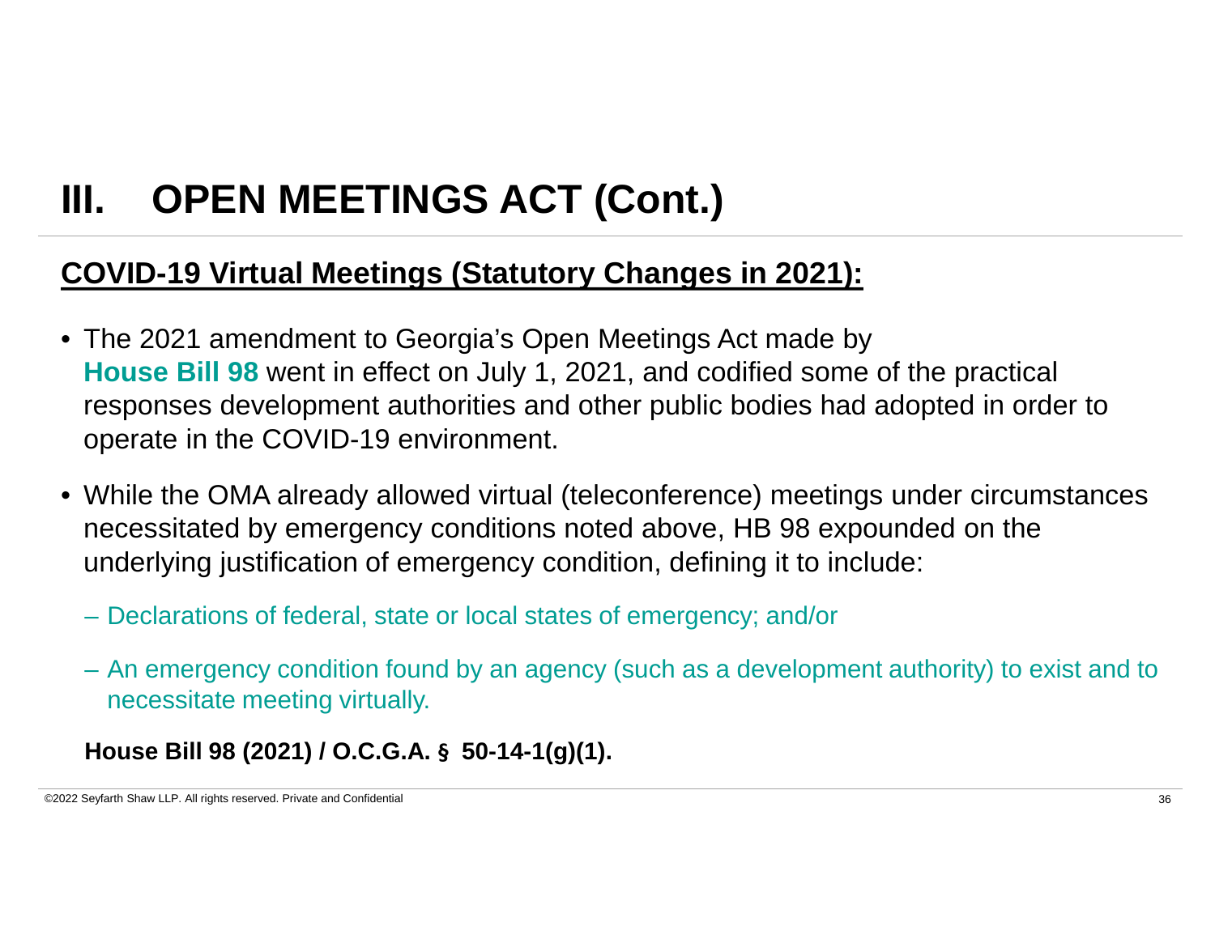# III. OPEN MEETINGS ACT (Cont.)

## COVID-19 Virtual Meetings (Statutory Changes in 2021):

- The 2021 amendment to Georgia's Open Meetings Act made by **House Bill 98** went in effect on July 1, 2021, and codified some of the practical responses development authorities and other public bodies had adopted in order to operate in the COVID-19 environment.
- While the OMA already allowed virtual (teleconference) meetings under circumstances necessitated by emergency conditions noted above, HB 98 expounded on the underlying justification of emergency condition, defining it to include:
  - Declarations of federal, state or local states of emergency; and/or
  - An emergency condition found by an agency (such as a development authority) to exist and to necessitate meeting virtually.

**House Bill 98 (2021) / O.C.G.A. § 50-14-1(g)(1).**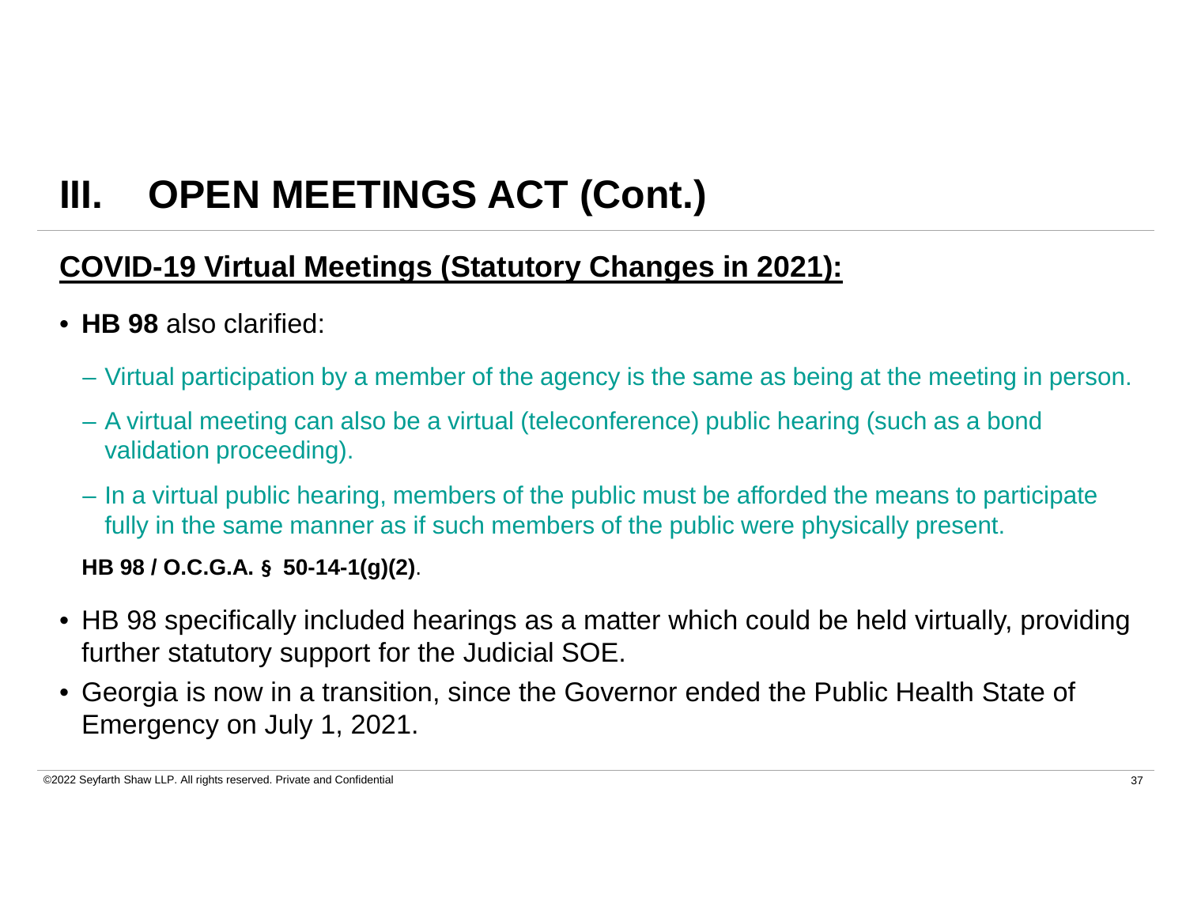# III. OPEN MEETINGS ACT (Cont.)

## <u>COVID-19 Virtual Meetings (Statutory Changes in 2021):</u>

- **HB 98** also clarified:
  - Virtual participation by a member of the agency is the same as being at the meeting in person.
  - A virtual meeting can also be a virtual (teleconference) public hearing (such as a bond validation proceeding).
  - In a virtual public hearing, members of the public must be afforded the means to participate fully in the same manner as if such members of the public were physically present.

  **HB 98 / O.C.G.A. § 50-14-1(g)(2)**.

- HB 98 specifically included hearings as a matter which could be held virtually, providing further statutory support for the Judicial SOE.
- Georgia is now in a transition, since the Governor ended the Public Health State of Emergency on July 1, 2021.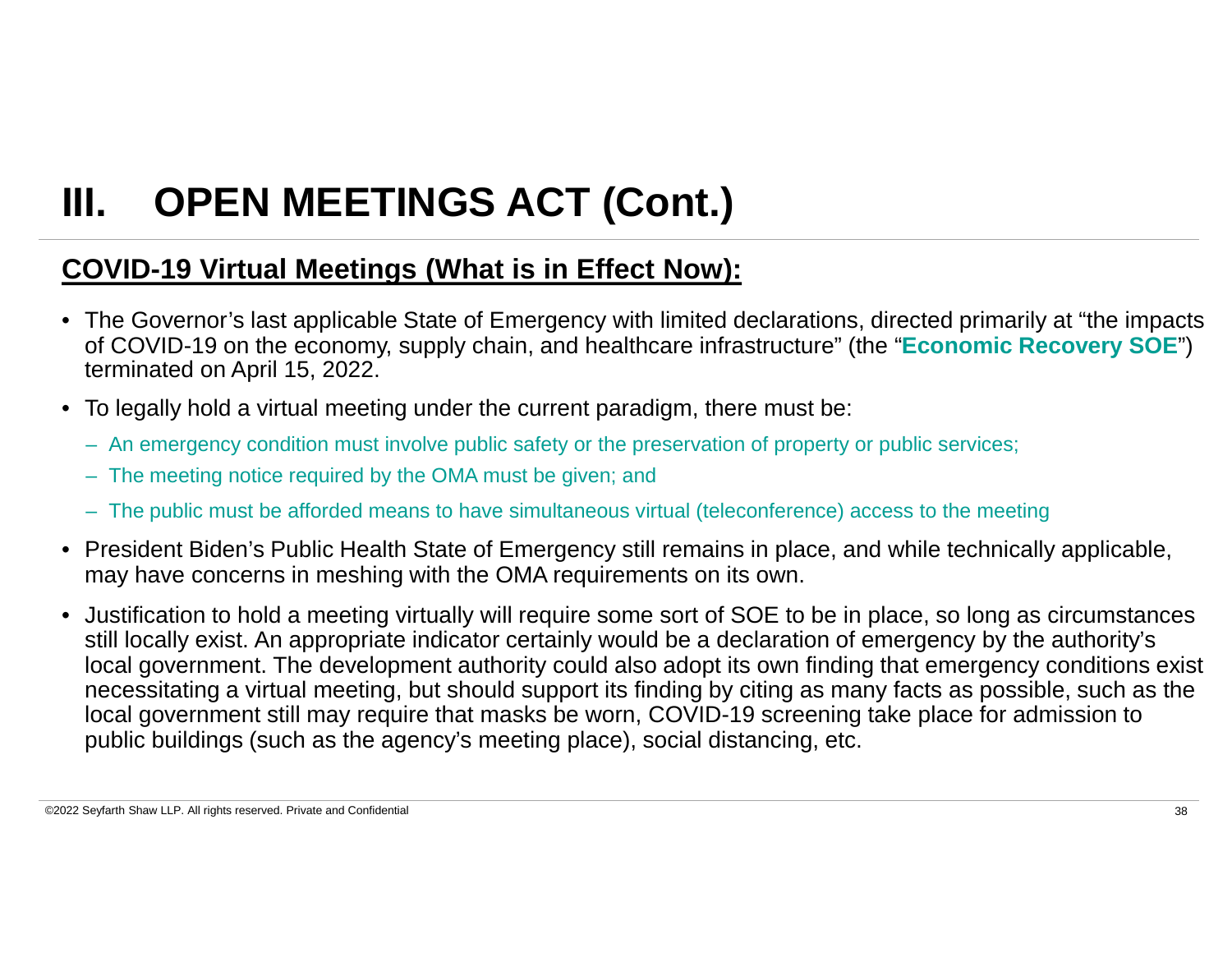# III. OPEN MEETINGS ACT (Cont.)

## COVID-19 Virtual Meetings (What is in Effect Now):

- The Governor's last applicable State of Emergency with limited declarations, directed primarily at "the impacts of COVID-19 on the economy, supply chain, and healthcare infrastructure" (the "**Economic Recovery SOE**") terminated on April 15, 2022.
- To legally hold a virtual meeting under the current paradigm, there must be:
  - An emergency condition must involve public safety or the preservation of property or public services;
  - The meeting notice required by the OMA must be given; and
  - The public must be afforded means to have simultaneous virtual (teleconference) access to the meeting
- President Biden's Public Health State of Emergency still remains in place, and while technically applicable, may have concerns in meshing with the OMA requirements on its own.
- Justification to hold a meeting virtually will require some sort of SOE to be in place, so long as circumstances still locally exist. An appropriate indicator certainly would be a declaration of emergency by the authority's local government. The development authority could also adopt its own finding that emergency conditions exist necessitating a virtual meeting, but should support its finding by citing as many facts as possible, such as the local government still may require that masks be worn, COVID-19 screening take place for admission to public buildings (such as the agency's meeting place), social distancing, etc.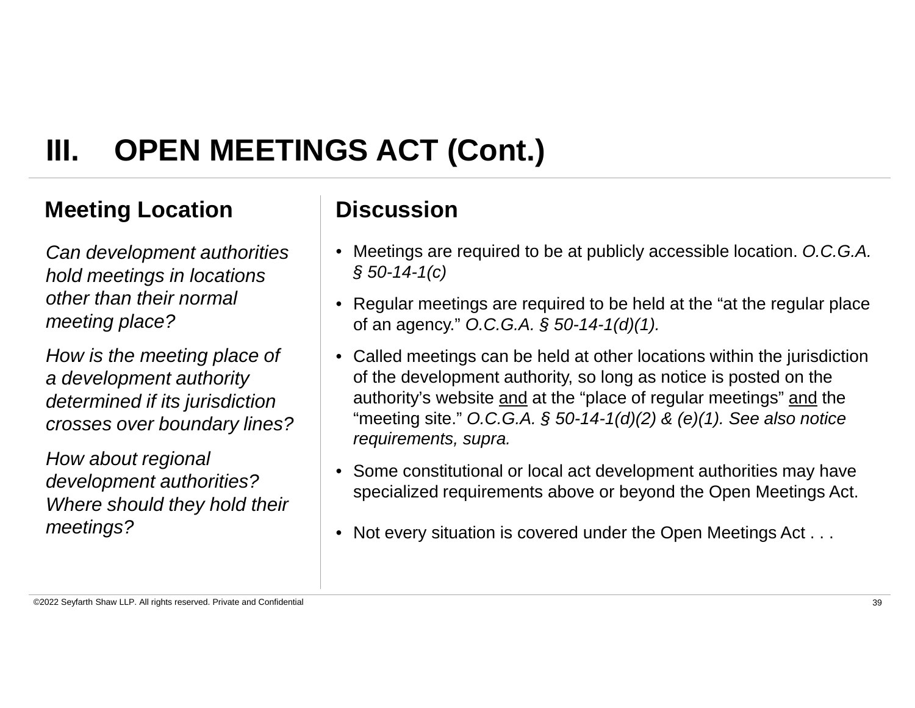# III. OPEN MEETINGS ACT (Cont.)

## Meeting Location

*Can development authorities hold meetings in locations other than their normal meeting place?*

*How is the meeting place of a development authority determined if its jurisdiction crosses over boundary lines?*

*How about regional development authorities? Where should they hold their meetings?*

## Discussion

- Meetings are required to be at publicly accessible location. *O.C.G.A. § 50-14-1(c)*
- Regular meetings are required to be held at the "at the regular place of an agency." *O.C.G.A. § 50-14-1(d)(1).*
- Called meetings can be held at other locations within the jurisdiction of the development authority, so long as notice is posted on the authority's website <u>and</u> at the "place of regular meetings" <u>and</u> the "meeting site." *O.C.G.A. § 50-14-1(d)(2) & (e)(1). See also notice requirements, supra.*
- Some constitutional or local act development authorities may have specialized requirements above or beyond the Open Meetings Act.
- Not every situation is covered under the Open Meetings Act . . .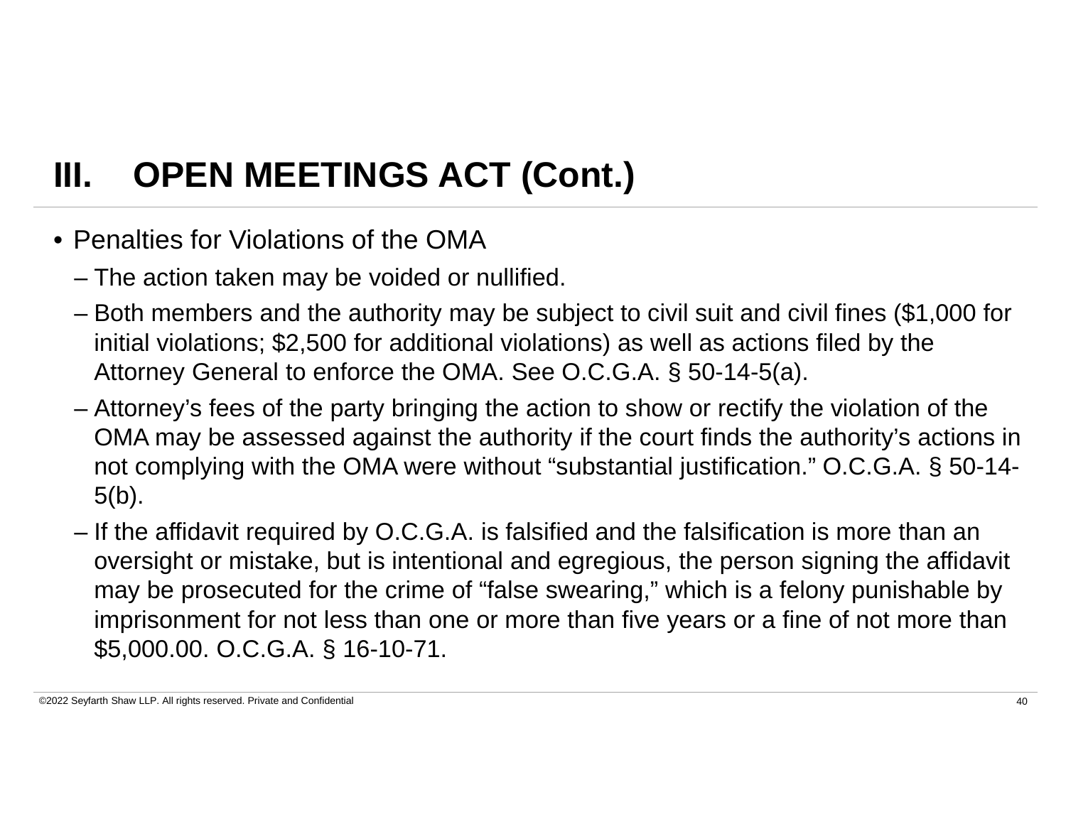# III. OPEN MEETINGS ACT (Cont.)

- Penalties for Violations of the OMA
  - The action taken may be voided or nullified.
  - Both members and the authority may be subject to civil suit and civil fines ($1,000 for initial violations; $2,500 for additional violations) as well as actions filed by the Attorney General to enforce the OMA. See O.C.G.A. § 50-14-5(a).
  - Attorney's fees of the party bringing the action to show or rectify the violation of the OMA may be assessed against the authority if the court finds the authority's actions in not complying with the OMA were without "substantial justification." O.C.G.A. § 50-14-5(b).
  - If the affidavit required by O.C.G.A. is falsified and the falsification is more than an oversight or mistake, but is intentional and egregious, the person signing the affidavit may be prosecuted for the crime of "false swearing," which is a felony punishable by imprisonment for not less than one or more than five years or a fine of not more than $5,000.00. O.C.G.A. § 16-10-71.

©2022 Seyfarth Shaw LLP. All rights reserved. Private and Confidential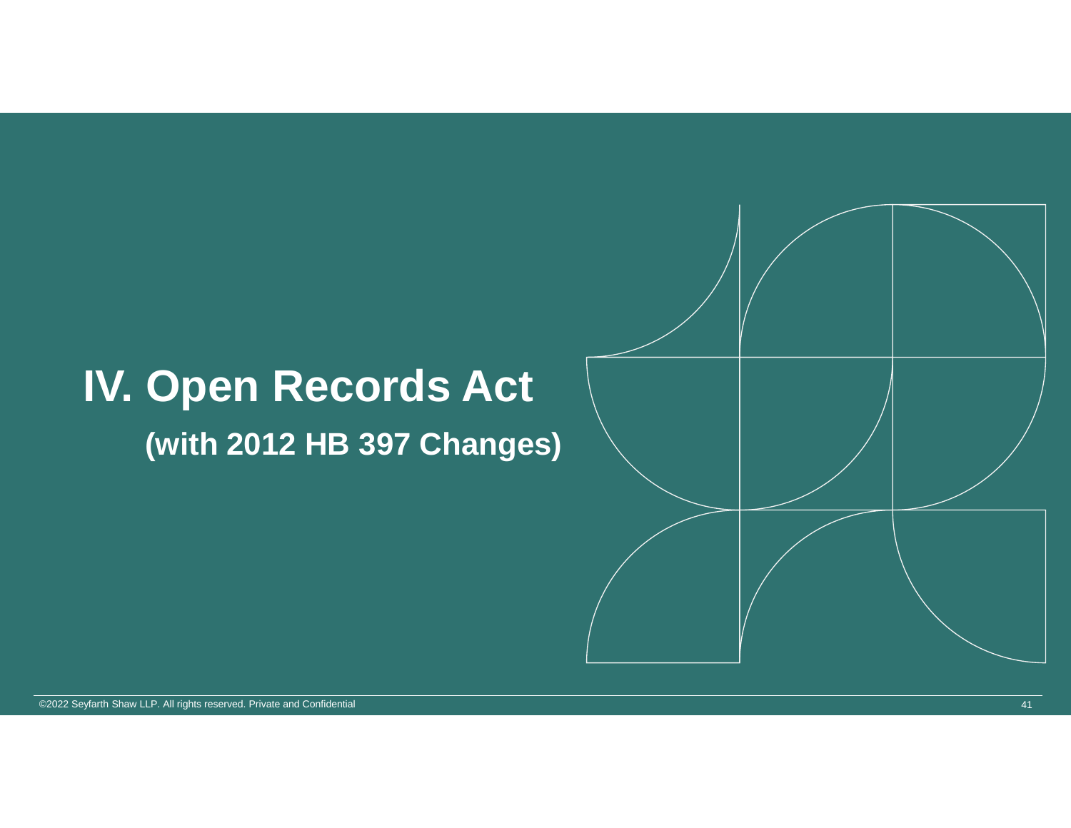# IV. Open Records Act

## (with 2012 HB 397 Changes)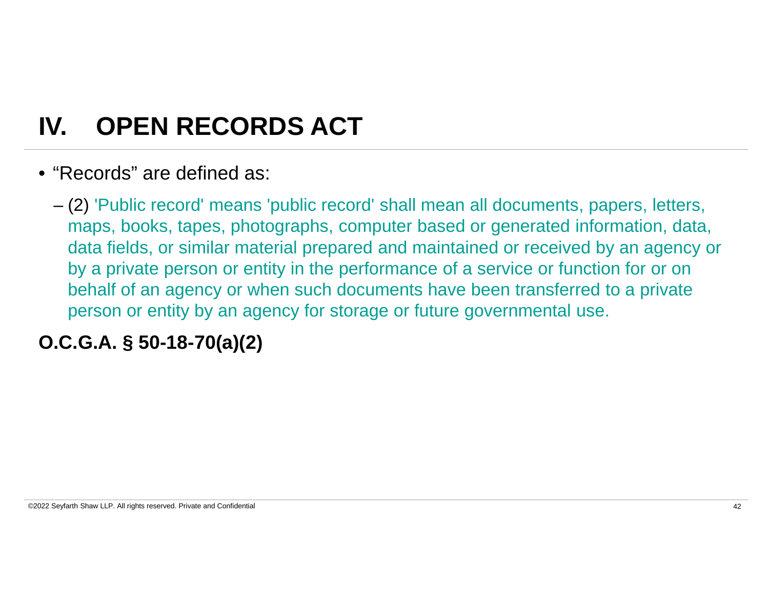# IV. OPEN RECORDS ACT

- "Records" are defined as:
  - (2) 'Public record' means 'public record' shall mean all documents, papers, letters, maps, books, tapes, photographs, computer based or generated information, data, data fields, or similar material prepared and maintained or received by an agency or by a private person or entity in the performance of a service or function for or on behalf of an agency or when such documents have been transferred to a private person or entity by an agency for storage or future governmental use.

**O.C.G.A. § 50-18-70(a)(2)**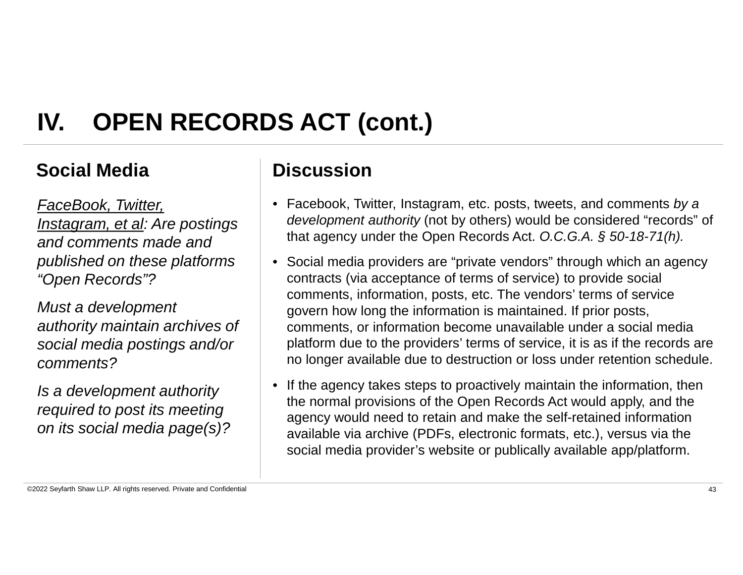# IV. OPEN RECORDS ACT (cont.)

## Social Media

*FaceBook, Twitter, Instagram, et al: Are postings and comments made and published on these platforms "Open Records"?*

*Must a development authority maintain archives of social media postings and/or comments?*

*Is a development authority required to post its meeting on its social media page(s)?*

## Discussion

- Facebook, Twitter, Instagram, etc. posts, tweets, and comments *by a development authority* (not by others) would be considered "records" of that agency under the Open Records Act. *O.C.G.A. § 50-18-71(h).*
- Social media providers are "private vendors" through which an agency contracts (via acceptance of terms of service) to provide social comments, information, posts, etc. The vendors' terms of service govern how long the information is maintained. If prior posts, comments, or information become unavailable under a social media platform due to the providers' terms of service, it is as if the records are no longer available due to destruction or loss under retention schedule.
- If the agency takes steps to proactively maintain the information, then the normal provisions of the Open Records Act would apply, and the agency would need to retain and make the self-retained information available via archive (PDFs, electronic formats, etc.), versus via the social media provider's website or publically available app/platform.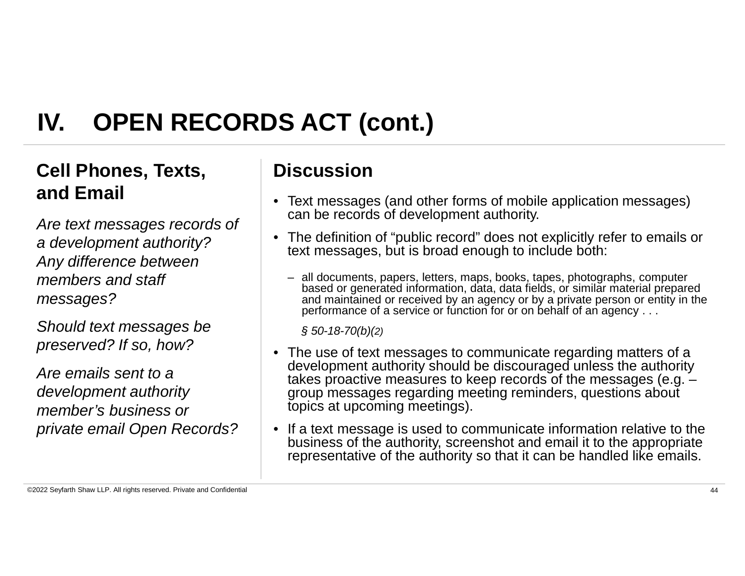# IV. OPEN RECORDS ACT (cont.)

## Cell Phones, Texts, and Email

*Are text messages records of a development authority? Any difference between members and staff messages?*

*Should text messages be preserved? If so, how?*

*Are emails sent to a development authority member's business or private email Open Records?*

## Discussion

- Text messages (and other forms of mobile application messages) can be records of development authority.
- The definition of "public record" does not explicitly refer to emails or text messages, but is broad enough to include both:
  - all documents, papers, letters, maps, books, tapes, photographs, computer based or generated information, data, data fields, or similar material prepared and maintained or received by an agency or by a private person or entity in the performance of a service or function for or on behalf of an agency . . .

    *§ 50-18-70(b)(2)*
- The use of text messages to communicate regarding matters of a development authority should be discouraged unless the authority takes proactive measures to keep records of the messages (e.g. – group messages regarding meeting reminders, questions about topics at upcoming meetings).
- If a text message is used to communicate information relative to the business of the authority, screenshot and email it to the appropriate representative of the authority so that it can be handled like emails.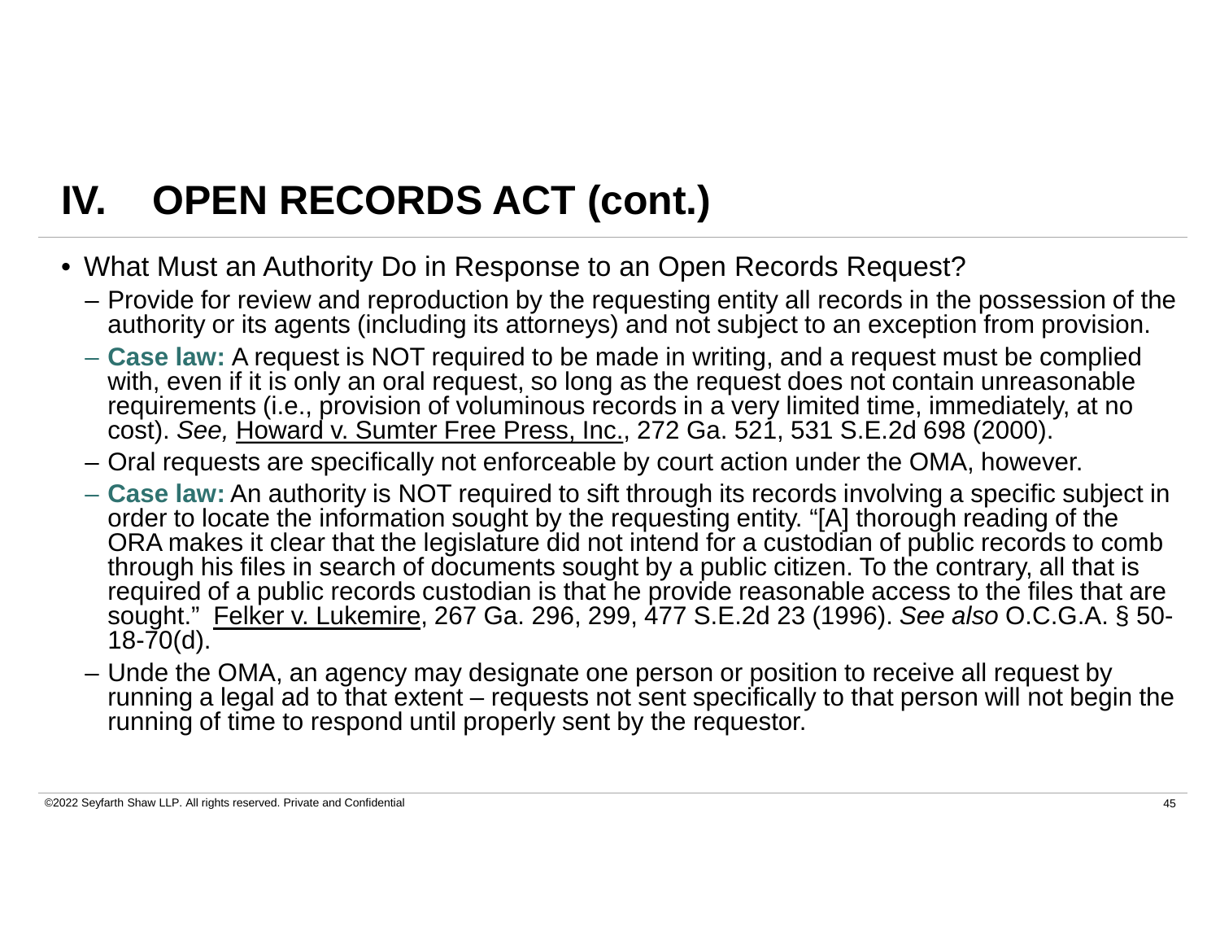# IV. OPEN RECORDS ACT (cont.)

- What Must an Authority Do in Response to an Open Records Request?
  - Provide for review and reproduction by the requesting entity all records in the possession of the authority or its agents (including its attorneys) and not subject to an exception from provision.
  - **Case law:** A request is NOT required to be made in writing, and a request must be complied with, even if it is only an oral request, so long as the request does not contain unreasonable requirements (i.e., provision of voluminous records in a very limited time, immediately, at no cost). *See,* Howard v. Sumter Free Press, Inc., 272 Ga. 521, 531 S.E.2d 698 (2000).
  - Oral requests are specifically not enforceable by court action under the OMA, however.
  - **Case law:** An authority is NOT required to sift through its records involving a specific subject in order to locate the information sought by the requesting entity. "[A] thorough reading of the ORA makes it clear that the legislature did not intend for a custodian of public records to comb through his files in search of documents sought by a public citizen. To the contrary, all that is required of a public records custodian is that he provide reasonable access to the files that are sought." Felker v. Lukemire, 267 Ga. 296, 299, 477 S.E.2d 23 (1996). *See also* O.C.G.A. § 50-18-70(d).
  - Unde the OMA, an agency may designate one person or position to receive all request by running a legal ad to that extent – requests not sent specifically to that person will not begin the running of time to respond until properly sent by the requestor.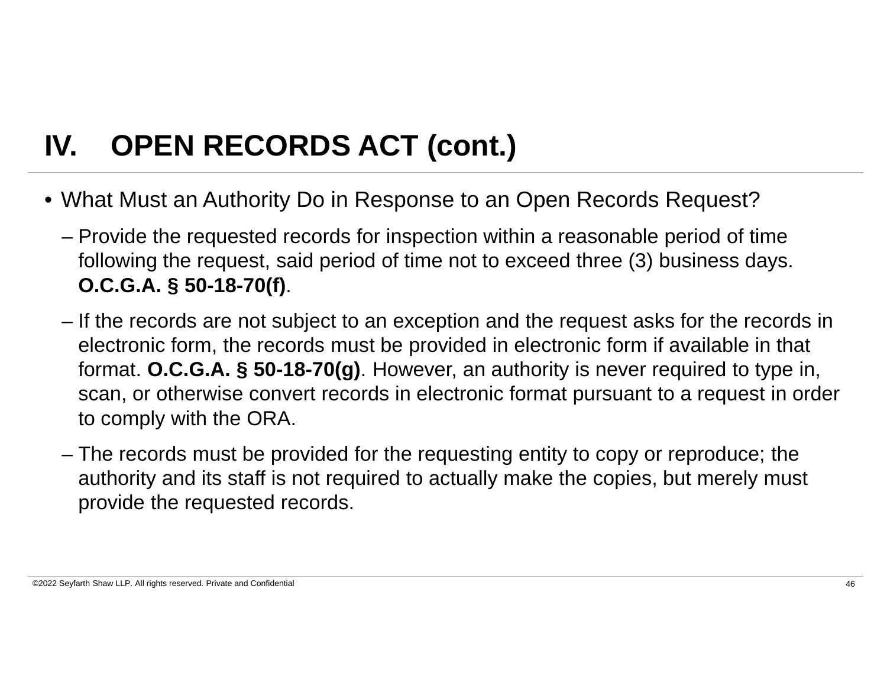# IV. OPEN RECORDS ACT (cont.)

- What Must an Authority Do in Response to an Open Records Request?
  - Provide the requested records for inspection within a reasonable period of time following the request, said period of time not to exceed three (3) business days. **O.C.G.A. § 50-18-70(f)**.
  - If the records are not subject to an exception and the request asks for the records in electronic form, the records must be provided in electronic form if available in that format. **O.C.G.A. § 50-18-70(g)**. However, an authority is never required to type in, scan, or otherwise convert records in electronic format pursuant to a request in order to comply with the ORA.
  - The records must be provided for the requesting entity to copy or reproduce; the authority and its staff is not required to actually make the copies, but merely must provide the requested records.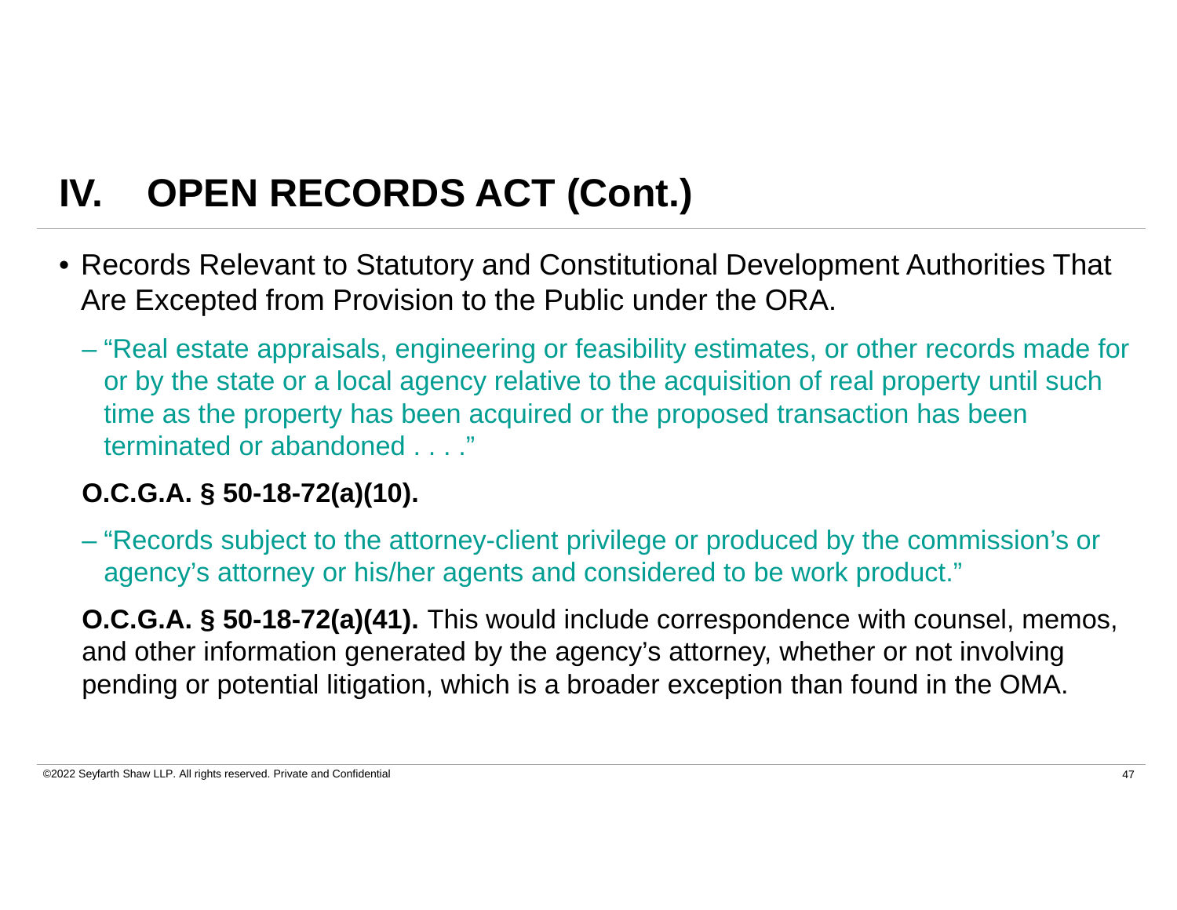# IV. OPEN RECORDS ACT (Cont.)

- Records Relevant to Statutory and Constitutional Development Authorities That Are Excepted from Provision to the Public under the ORA.
  - "Real estate appraisals, engineering or feasibility estimates, or other records made for or by the state or a local agency relative to the acquisition of real property until such time as the property has been acquired or the proposed transaction has been terminated or abandoned . . . ."

  **O.C.G.A. § 50-18-72(a)(10).**

  - "Records subject to the attorney-client privilege or produced by the commission's or agency's attorney or his/her agents and considered to be work product."

  **O.C.G.A. § 50-18-72(a)(41).** This would include correspondence with counsel, memos, and other information generated by the agency's attorney, whether or not involving pending or potential litigation, which is a broader exception than found in the OMA.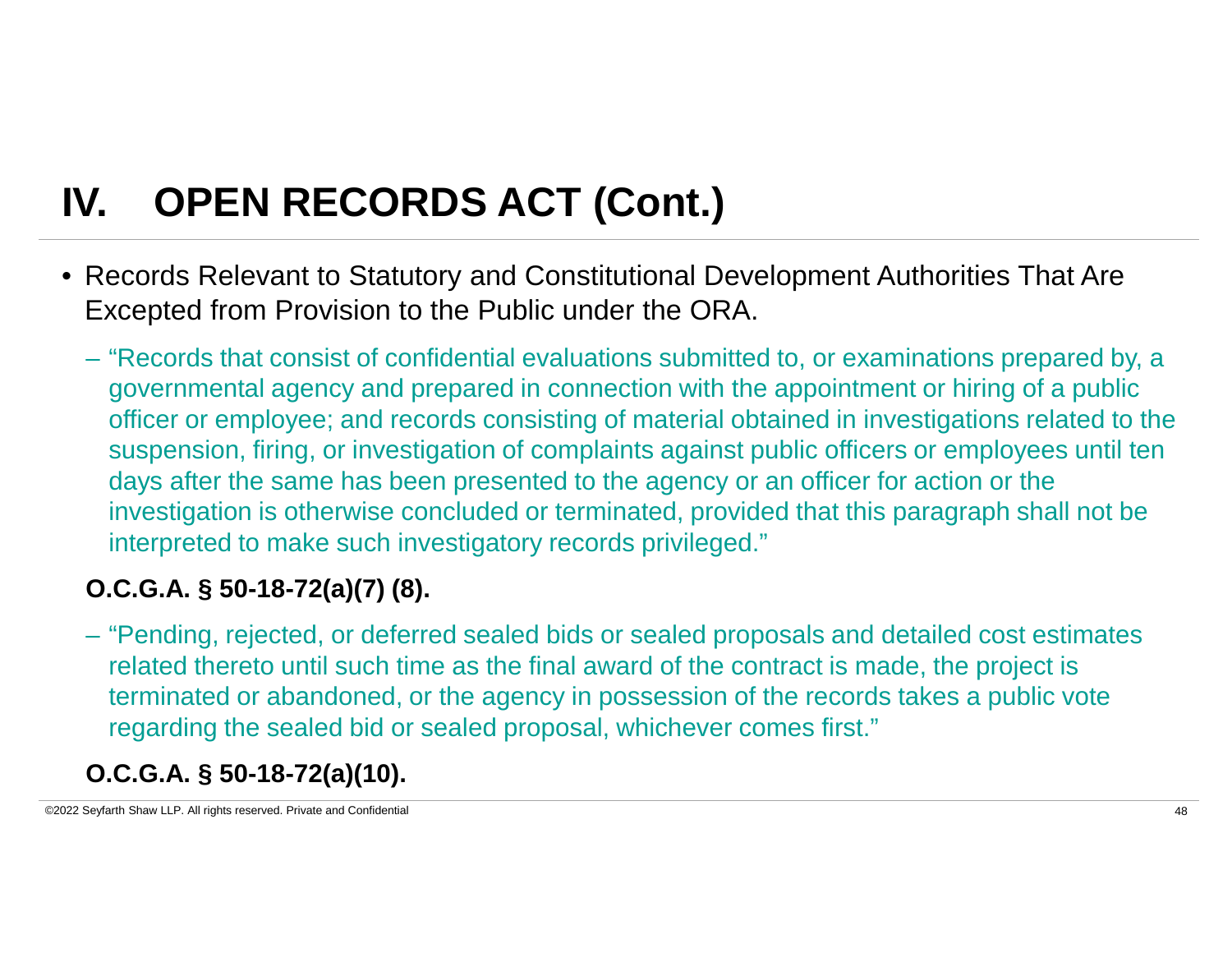# IV. OPEN RECORDS ACT (Cont.)

- Records Relevant to Statutory and Constitutional Development Authorities That Are Excepted from Provision to the Public under the ORA.
  - "Records that consist of confidential evaluations submitted to, or examinations prepared by, a governmental agency and prepared in connection with the appointment or hiring of a public officer or employee; and records consisting of material obtained in investigations related to the suspension, firing, or investigation of complaints against public officers or employees until ten days after the same has been presented to the agency or an officer for action or the investigation is otherwise concluded or terminated, provided that this paragraph shall not be interpreted to make such investigatory records privileged."

  **O.C.G.A. § 50-18-72(a)(7) (8).**

  - "Pending, rejected, or deferred sealed bids or sealed proposals and detailed cost estimates related thereto until such time as the final award of the contract is made, the project is terminated or abandoned, or the agency in possession of the records takes a public vote regarding the sealed bid or sealed proposal, whichever comes first."

  **O.C.G.A. § 50-18-72(a)(10).**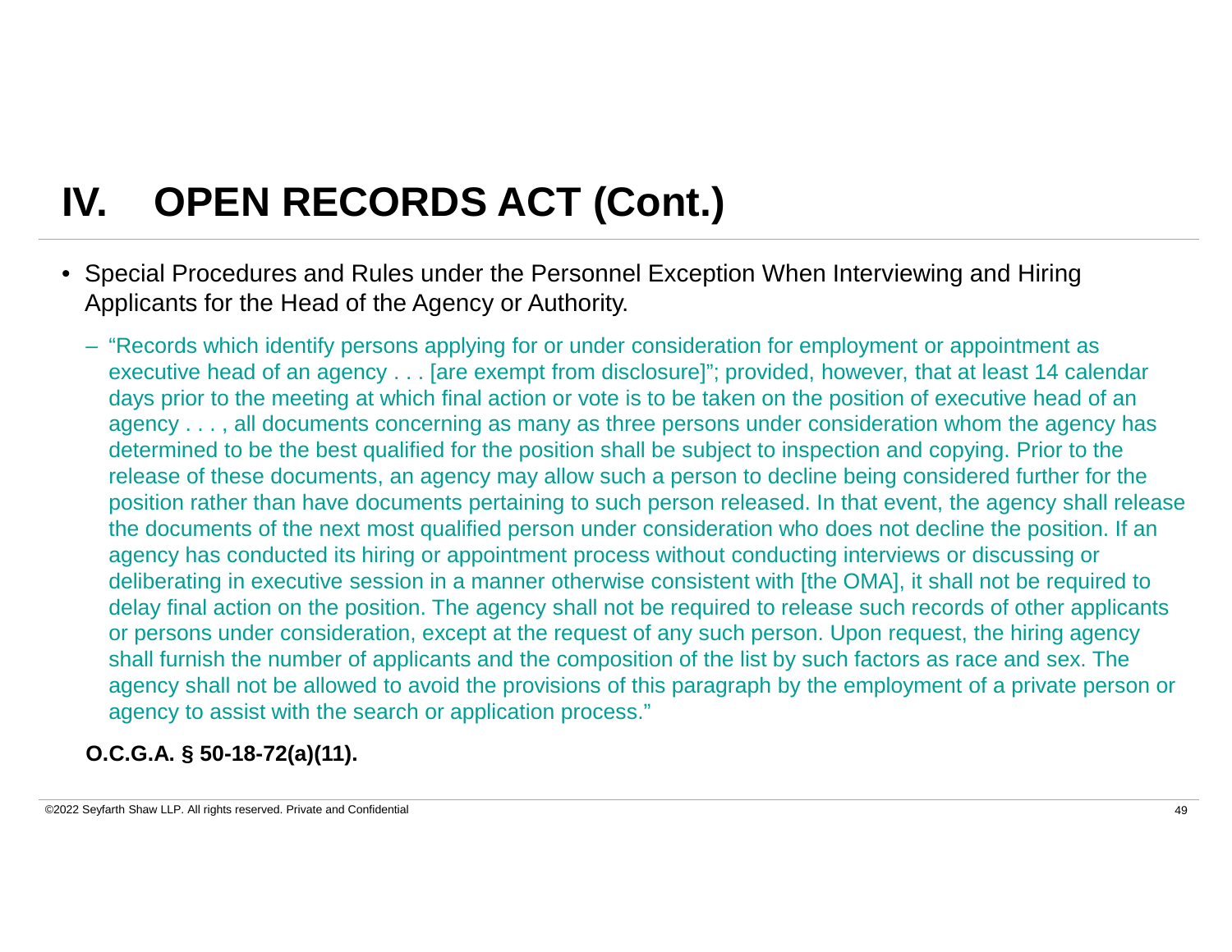# IV. OPEN RECORDS ACT (Cont.)

- Special Procedures and Rules under the Personnel Exception When Interviewing and Hiring Applicants for the Head of the Agency or Authority.
  - "Records which identify persons applying for or under consideration for employment or appointment as executive head of an agency . . . [are exempt from disclosure]"; provided, however, that at least 14 calendar days prior to the meeting at which final action or vote is to be taken on the position of executive head of an agency . . . , all documents concerning as many as three persons under consideration whom the agency has determined to be the best qualified for the position shall be subject to inspection and copying. Prior to the release of these documents, an agency may allow such a person to decline being considered further for the position rather than have documents pertaining to such person released. In that event, the agency shall release the documents of the next most qualified person under consideration who does not decline the position. If an agency has conducted its hiring or appointment process without conducting interviews or discussing or deliberating in executive session in a manner otherwise consistent with [the OMA], it shall not be required to delay final action on the position. The agency shall not be required to release such records of other applicants or persons under consideration, except at the request of any such person. Upon request, the hiring agency shall furnish the number of applicants and the composition of the list by such factors as race and sex. The agency shall not be allowed to avoid the provisions of this paragraph by the employment of a private person or agency to assist with the search or application process."

**O.C.G.A. § 50-18-72(a)(11).**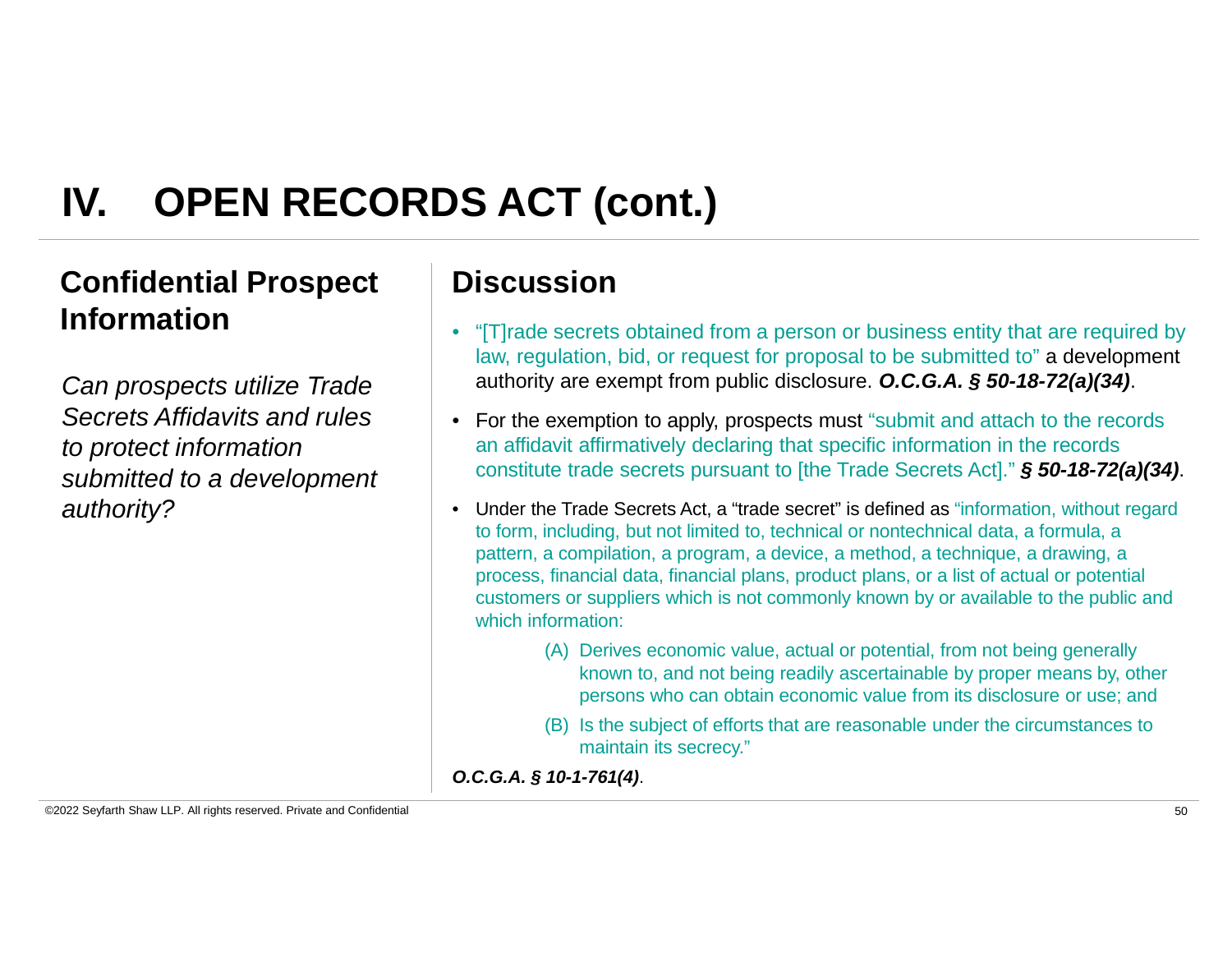# IV. OPEN RECORDS ACT (cont.)

## Confidential Prospect Information

*Can prospects utilize Trade Secrets Affidavits and rules to protect information submitted to a development authority?*

## Discussion

- "[T]rade secrets obtained from a person or business entity that are required by law, regulation, bid, or request for proposal to be submitted to" a development authority are exempt from public disclosure. ***O.C.G.A. § 50-18-72(a)(34)***.
- For the exemption to apply, prospects must "submit and attach to the records an affidavit affirmatively declaring that specific information in the records constitute trade secrets pursuant to [the Trade Secrets Act]." ***§ 50-18-72(a)(34)***.
- Under the Trade Secrets Act, a "trade secret" is defined as "information, without regard to form, including, but not limited to, technical or nontechnical data, a formula, a pattern, a compilation, a program, a device, a method, a technique, a drawing, a process, financial data, financial plans, product plans, or a list of actual or potential customers or suppliers which is not commonly known by or available to the public and which information:
  - (A) Derives economic value, actual or potential, from not being generally known to, and not being readily ascertainable by proper means by, other persons who can obtain economic value from its disclosure or use; and
  - (B) Is the subject of efforts that are reasonable under the circumstances to maintain its secrecy."

***O.C.G.A. § 10-1-761(4)***.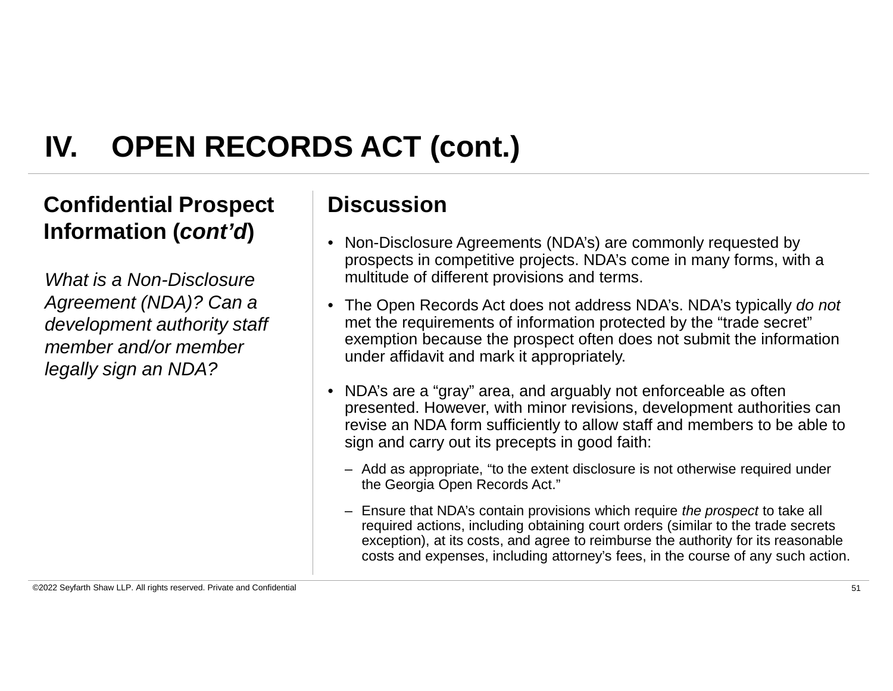# IV. OPEN RECORDS ACT (cont.)

## Confidential Prospect Information (*cont'd*)

*What is a Non-Disclosure Agreement (NDA)? Can a development authority staff member and/or member legally sign an NDA?*

## Discussion

- Non-Disclosure Agreements (NDA's) are commonly requested by prospects in competitive projects. NDA's come in many forms, with a multitude of different provisions and terms.
- The Open Records Act does not address NDA's. NDA's typically *do not* met the requirements of information protected by the "trade secret" exemption because the prospect often does not submit the information under affidavit and mark it appropriately.
- NDA's are a "gray" area, and arguably not enforceable as often presented. However, with minor revisions, development authorities can revise an NDA form sufficiently to allow staff and members to be able to sign and carry out its precepts in good faith:
  - Add as appropriate, "to the extent disclosure is not otherwise required under the Georgia Open Records Act."
  - Ensure that NDA's contain provisions which require *the prospect* to take all required actions, including obtaining court orders (similar to the trade secrets exception), at its costs, and agree to reimburse the authority for its reasonable costs and expenses, including attorney's fees, in the course of any such action.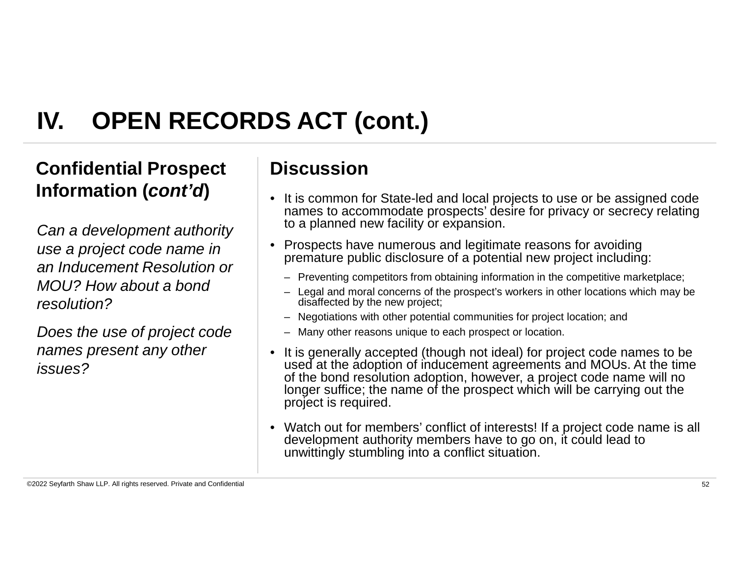# IV. OPEN RECORDS ACT (cont.)

## Confidential Prospect Information (*cont'd*)

*Can a development authority use a project code name in an Inducement Resolution or MOU? How about a bond resolution?*

*Does the use of project code names present any other issues?*

## Discussion

- It is common for State-led and local projects to use or be assigned code names to accommodate prospects' desire for privacy or secrecy relating to a planned new facility or expansion.
- Prospects have numerous and legitimate reasons for avoiding premature public disclosure of a potential new project including:
  - Preventing competitors from obtaining information in the competitive marketplace;
  - Legal and moral concerns of the prospect's workers in other locations which may be disaffected by the new project;
  - Negotiations with other potential communities for project location; and
  - Many other reasons unique to each prospect or location.
- It is generally accepted (though not ideal) for project code names to be used at the adoption of inducement agreements and MOUs. At the time of the bond resolution adoption, however, a project code name will no longer suffice; the name of the prospect which will be carrying out the project is required.
- Watch out for members' conflict of interests! If a project code name is all development authority members have to go on, it could lead to unwittingly stumbling into a conflict situation.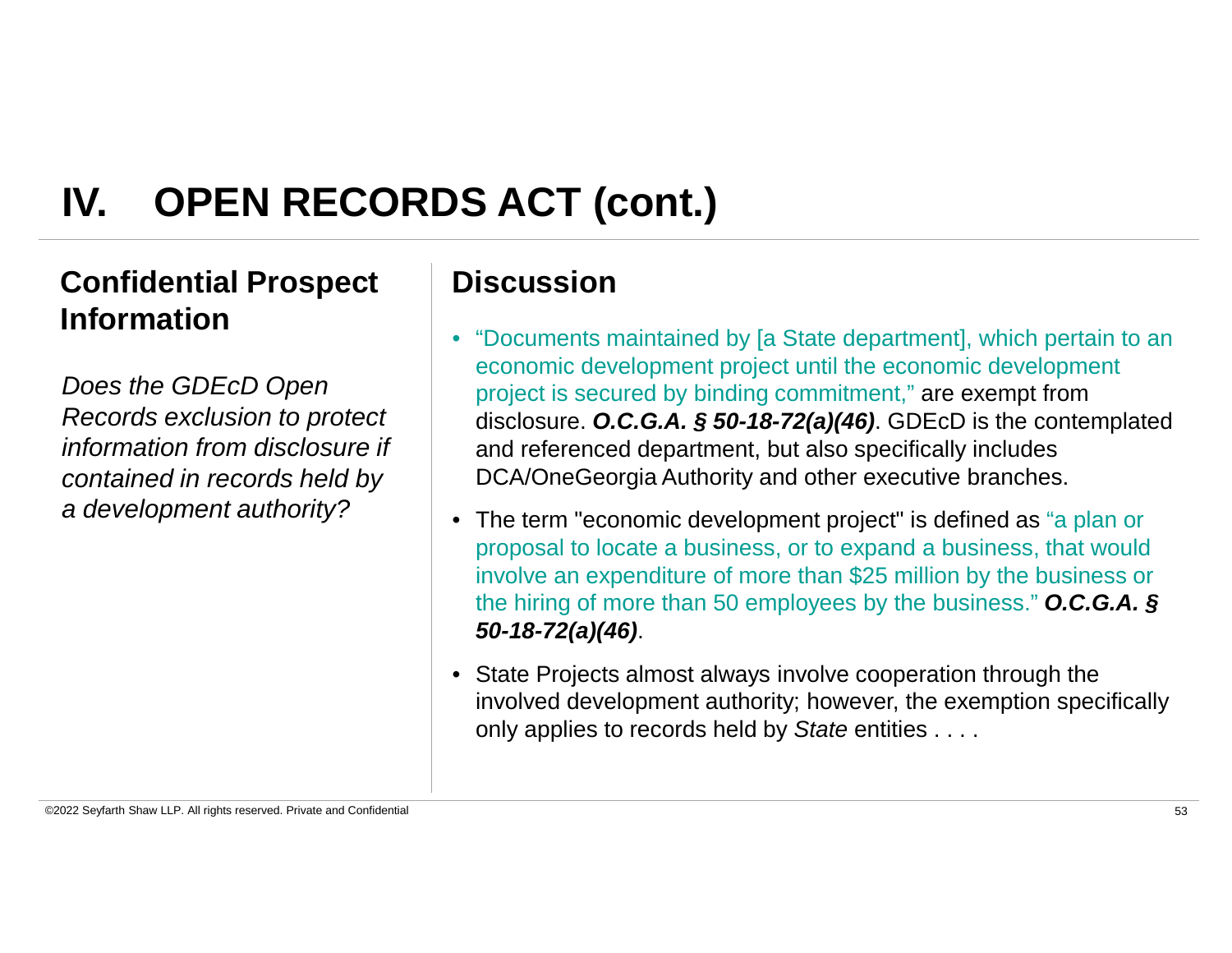# IV. OPEN RECORDS ACT (cont.)

## Confidential Prospect Information

*Does the GDEcD Open Records exclusion to protect information from disclosure if contained in records held by a development authority?*

## Discussion

- "Documents maintained by [a State department], which pertain to an economic development project until the economic development project is secured by binding commitment," are exempt from disclosure. ***O.C.G.A. § 50-18-72(a)(46)***. GDEcD is the contemplated and referenced department, but also specifically includes DCA/OneGeorgia Authority and other executive branches.
- The term "economic development project" is defined as "a plan or proposal to locate a business, or to expand a business, that would involve an expenditure of more than $25 million by the business or the hiring of more than 50 employees by the business." ***O.C.G.A. § 50-18-72(a)(46)***.
- State Projects almost always involve cooperation through the involved development authority; however, the exemption specifically only applies to records held by *State* entities . . . .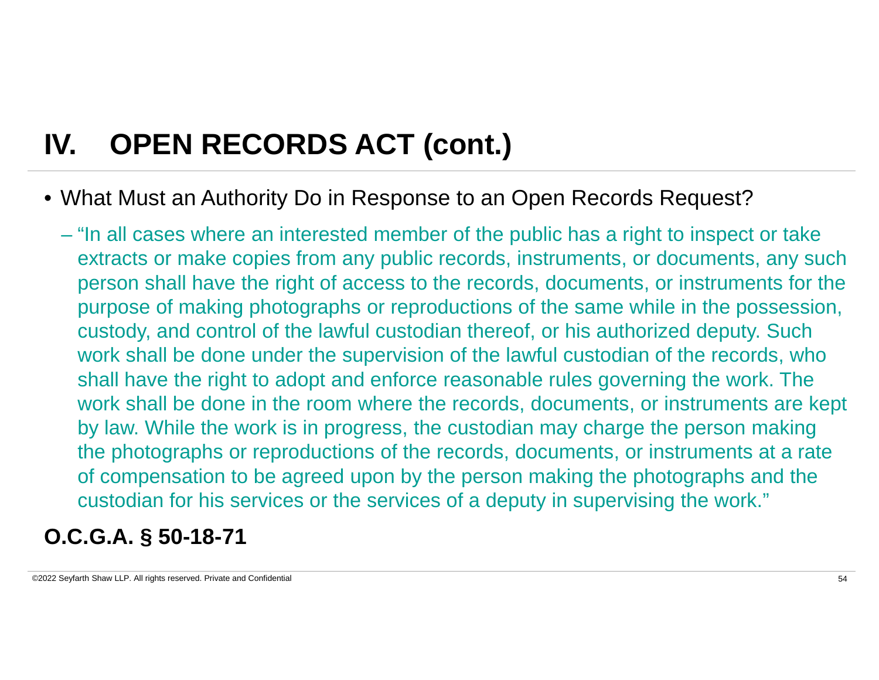# IV. OPEN RECORDS ACT (cont.)

- What Must an Authority Do in Response to an Open Records Request?
  - "In all cases where an interested member of the public has a right to inspect or take extracts or make copies from any public records, instruments, or documents, any such person shall have the right of access to the records, documents, or instruments for the purpose of making photographs or reproductions of the same while in the possession, custody, and control of the lawful custodian thereof, or his authorized deputy. Such work shall be done under the supervision of the lawful custodian of the records, who shall have the right to adopt and enforce reasonable rules governing the work. The work shall be done in the room where the records, documents, or instruments are kept by law. While the work is in progress, the custodian may charge the person making the photographs or reproductions of the records, documents, or instruments at a rate of compensation to be agreed upon by the person making the photographs and the custodian for his services or the services of a deputy in supervising the work."

**O.C.G.A. § 50-18-71**

©2022 Seyfarth Shaw LLP. All rights reserved. Private and Confidential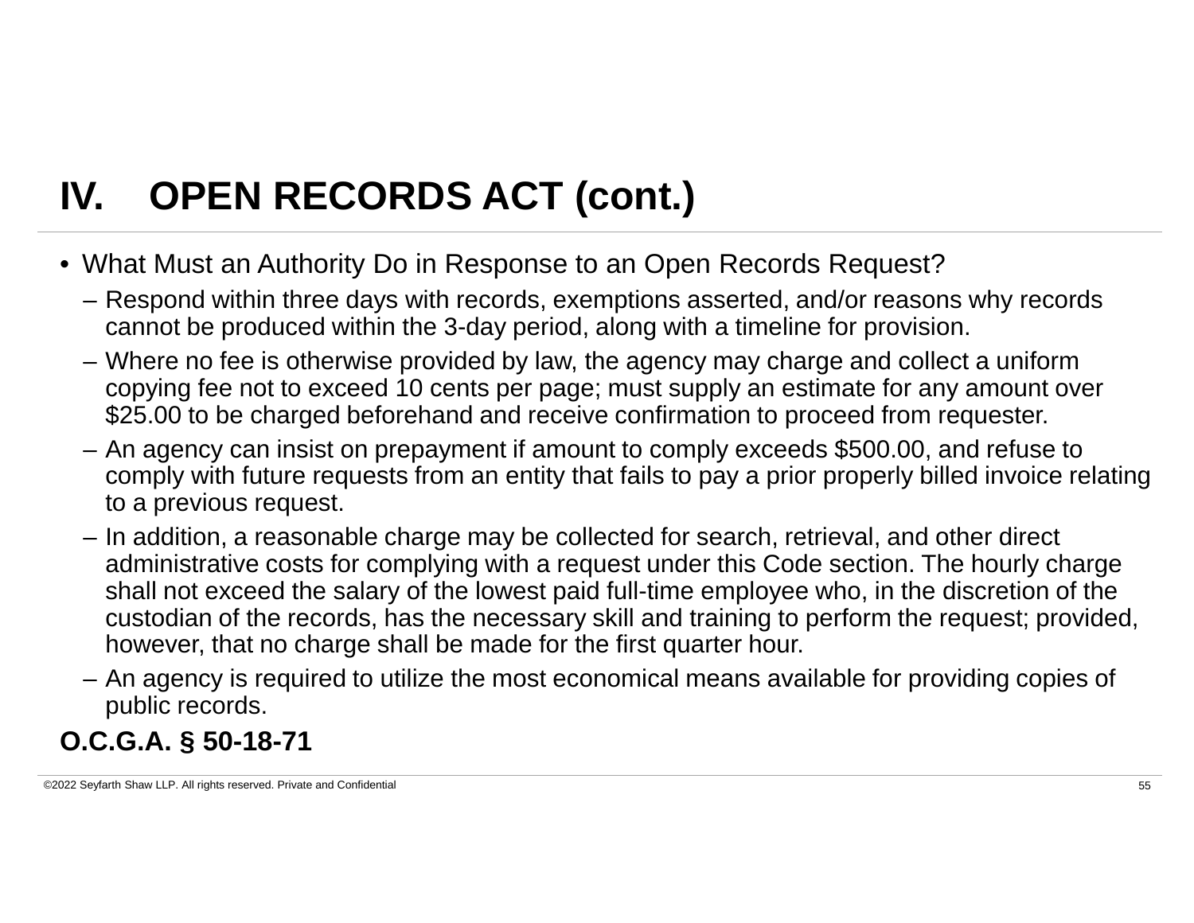# IV. OPEN RECORDS ACT (cont.)

- What Must an Authority Do in Response to an Open Records Request?
  - Respond within three days with records, exemptions asserted, and/or reasons why records cannot be produced within the 3-day period, along with a timeline for provision.
  - Where no fee is otherwise provided by law, the agency may charge and collect a uniform copying fee not to exceed 10 cents per page; must supply an estimate for any amount over $25.00 to be charged beforehand and receive confirmation to proceed from requester.
  - An agency can insist on prepayment if amount to comply exceeds $500.00, and refuse to comply with future requests from an entity that fails to pay a prior properly billed invoice relating to a previous request.
  - In addition, a reasonable charge may be collected for search, retrieval, and other direct administrative costs for complying with a request under this Code section. The hourly charge shall not exceed the salary of the lowest paid full-time employee who, in the discretion of the custodian of the records, has the necessary skill and training to perform the request; provided, however, that no charge shall be made for the first quarter hour.
  - An agency is required to utilize the most economical means available for providing copies of public records.

**O.C.G.A. § 50-18-71**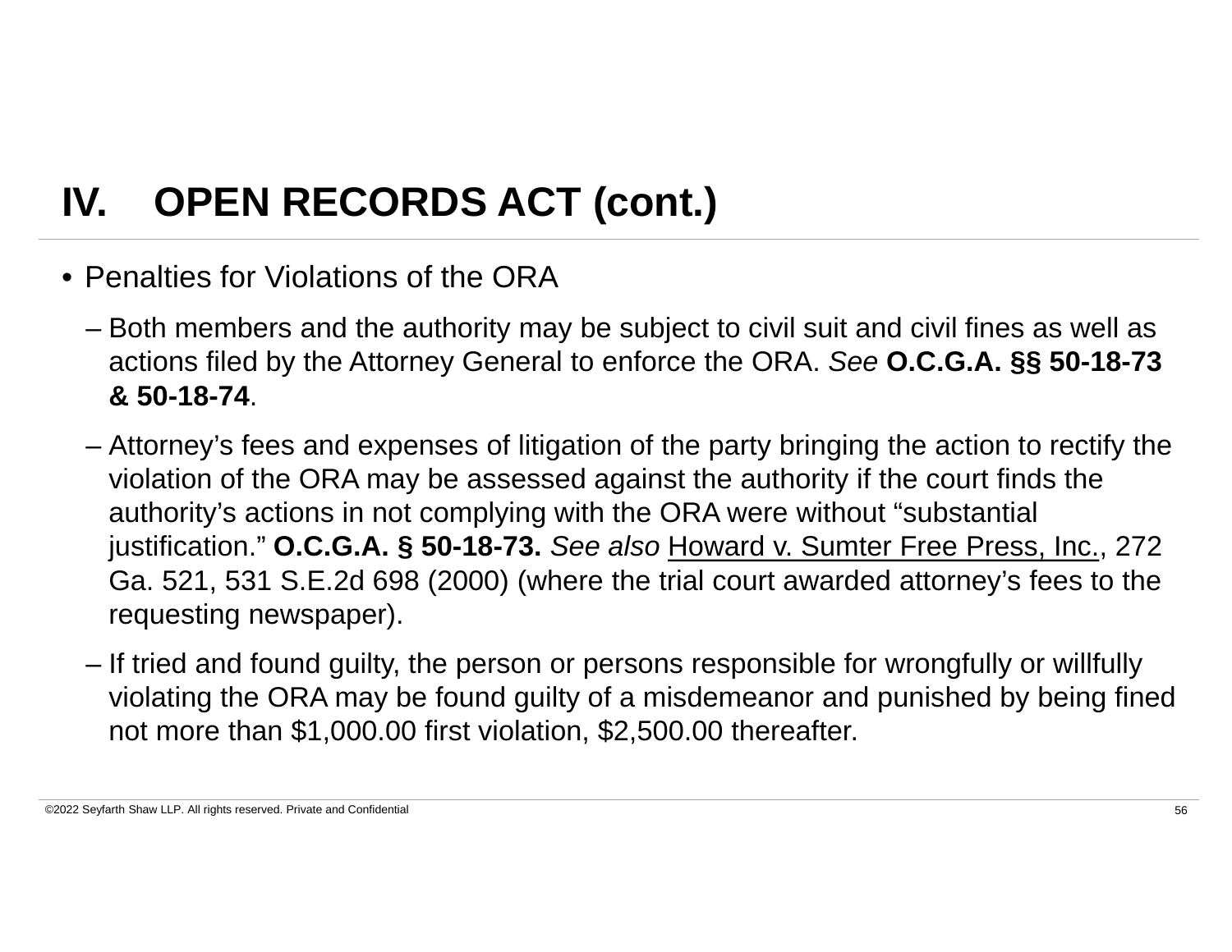# IV. OPEN RECORDS ACT (cont.)

- Penalties for Violations of the ORA
  - Both members and the authority may be subject to civil suit and civil fines as well as actions filed by the Attorney General to enforce the ORA. *See* **O.C.G.A. §§ 50-18-73 & 50-18-74**.
  - Attorney's fees and expenses of litigation of the party bringing the action to rectify the violation of the ORA may be assessed against the authority if the court finds the authority's actions in not complying with the ORA were without "substantial justification." **O.C.G.A. § 50-18-73.** *See also* Howard v. Sumter Free Press, Inc., 272 Ga. 521, 531 S.E.2d 698 (2000) (where the trial court awarded attorney's fees to the requesting newspaper).
  - If tried and found guilty, the person or persons responsible for wrongfully or willfully violating the ORA may be found guilty of a misdemeanor and punished by being fined not more than $1,000.00 first violation, $2,500.00 thereafter.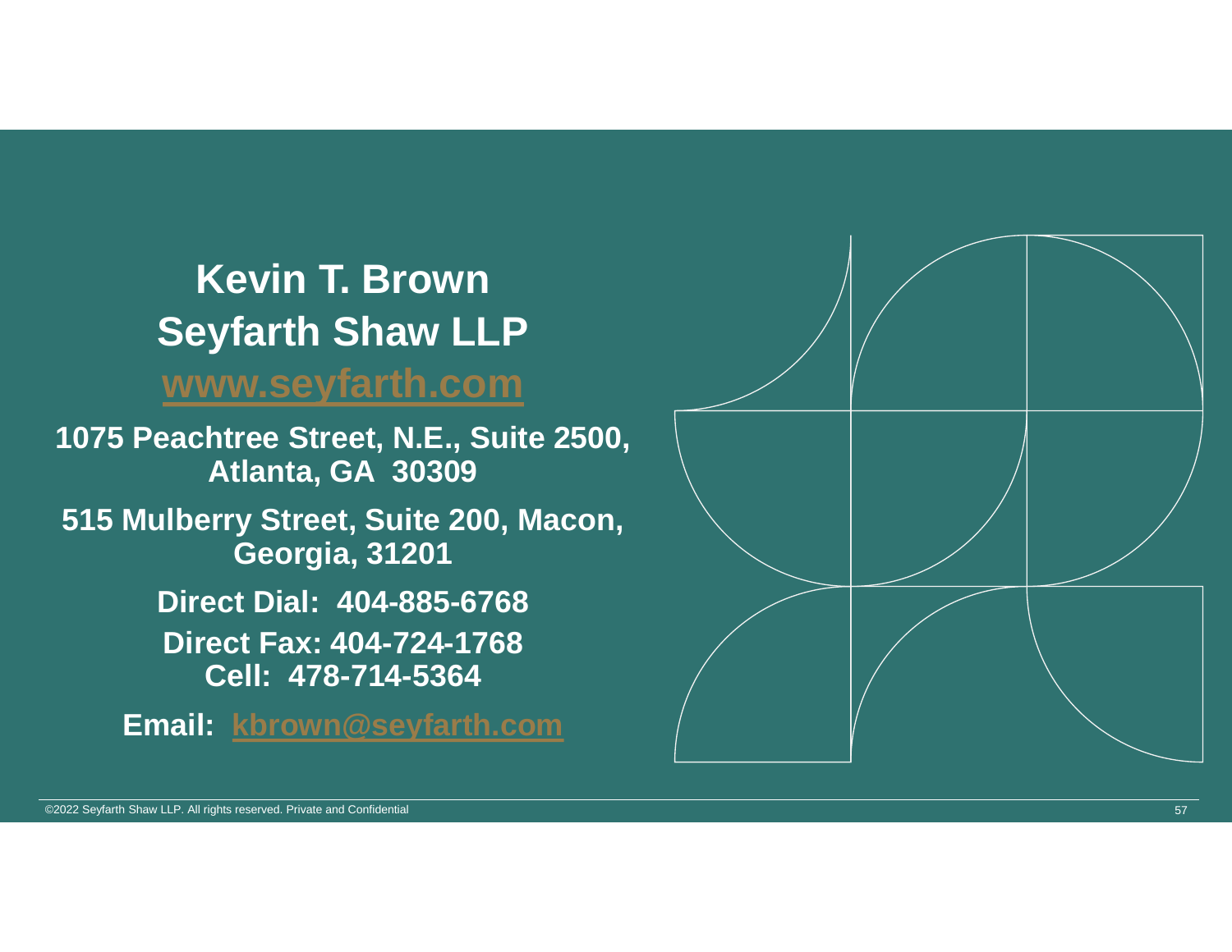**Kevin T. Brown**
**Seyfarth Shaw LLP**
**www.seyfarth.com**

**1075 Peachtree Street, N.E., Suite 2500, Atlanta, GA 30309**

**515 Mulberry Street, Suite 200, Macon, Georgia, 31201**

**Direct Dial: 404-885-6768**
**Direct Fax: 404-724-1768**
**Cell: 478-714-5364**

**Email: kbrown@seyfarth.com**

©2022 Seyfarth Shaw LLP. All rights reserved. Private and Confidential